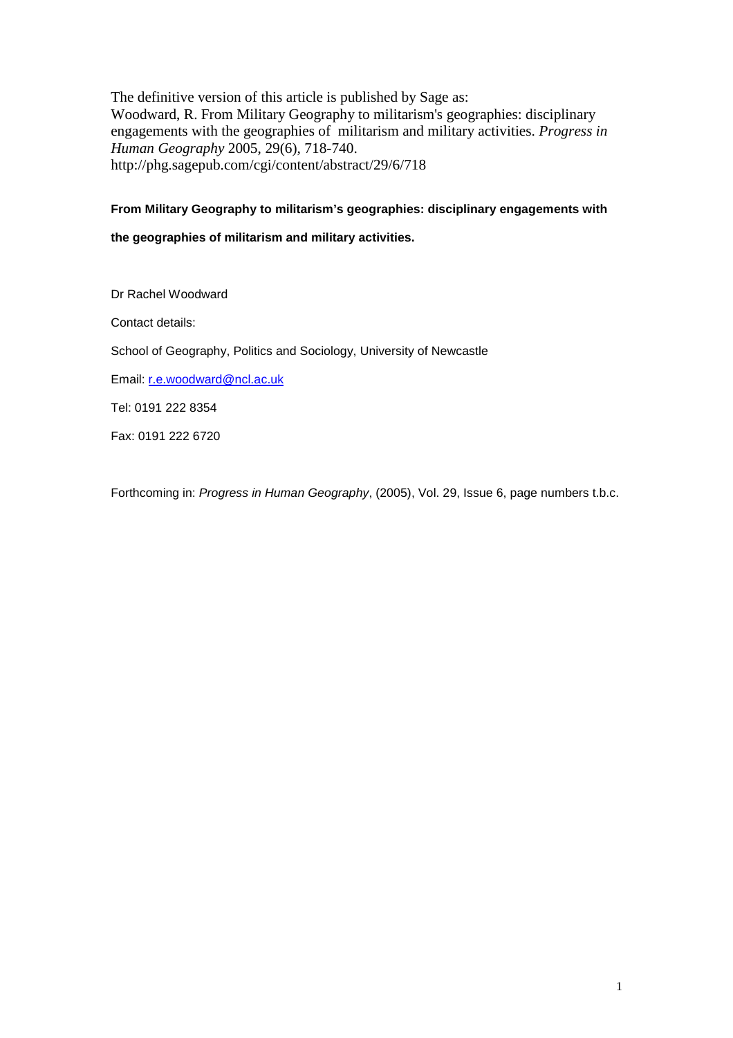The definitive version of this article is published by Sage as:
Woodward, R. From Military Geography to militarism's geographies: disciplinary engagements with the geographies of militarism and military activities. *Progress in Human Geography* 2005, 29(6), 718-740.
http://phg.sagepub.com/cgi/content/abstract/29/6/718

**From Military Geography to militarism's geographies: disciplinary engagements with the geographies of militarism and military activities.**

Dr Rachel Woodward

Contact details:

School of Geography, Politics and Sociology, University of Newcastle

Email: r.e.woodward@ncl.ac.uk

Tel: 0191 222 8354

Fax: 0191 222 6720

Forthcoming in: *Progress in Human Geography*, (2005), Vol. 29, Issue 6, page numbers t.b.c.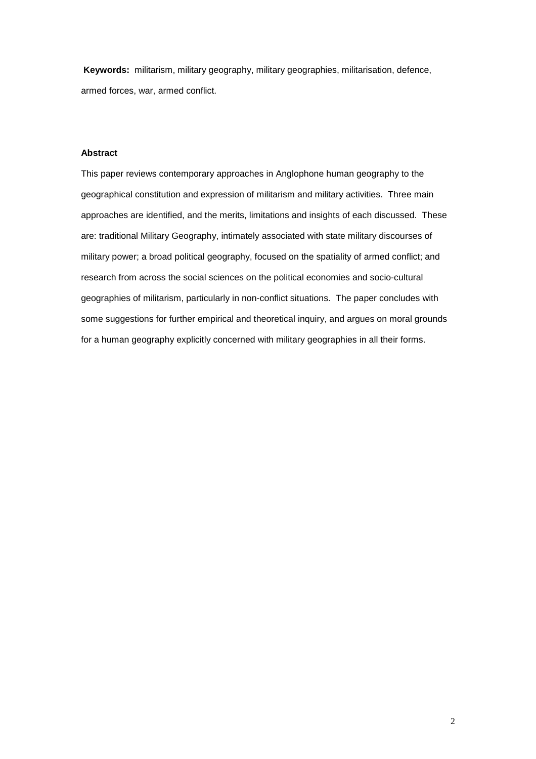**Keywords:** militarism, military geography, military geographies, militarisation, defence, armed forces, war, armed conflict.

## Abstract

This paper reviews contemporary approaches in Anglophone human geography to the geographical constitution and expression of militarism and military activities. Three main approaches are identified, and the merits, limitations and insights of each discussed. These are: traditional Military Geography, intimately associated with state military discourses of military power; a broad political geography, focused on the spatiality of armed conflict; and research from across the social sciences on the political economies and socio-cultural geographies of militarism, particularly in non-conflict situations. The paper concludes with some suggestions for further empirical and theoretical inquiry, and argues on moral grounds for a human geography explicitly concerned with military geographies in all their forms.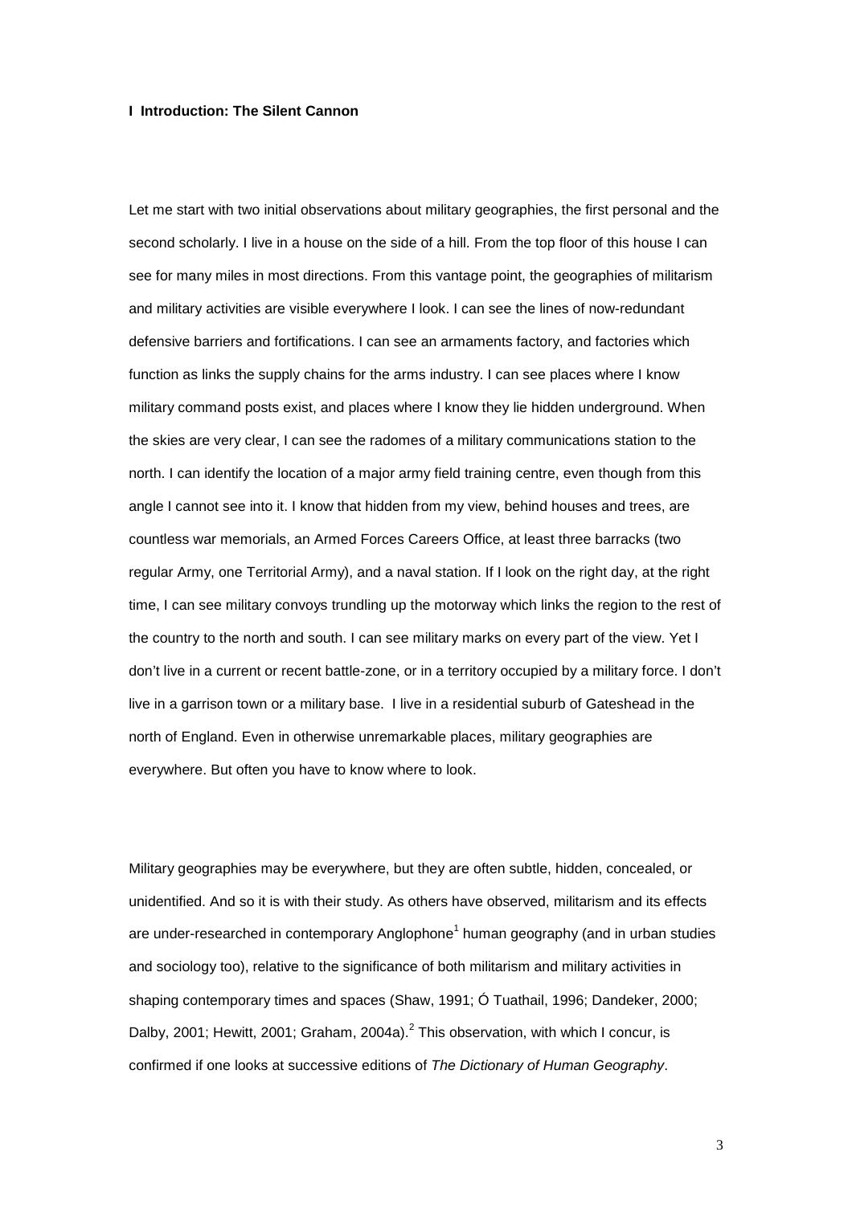## I Introduction: The Silent Cannon

Let me start with two initial observations about military geographies, the first personal and the second scholarly. I live in a house on the side of a hill. From the top floor of this house I can see for many miles in most directions. From this vantage point, the geographies of militarism and military activities are visible everywhere I look. I can see the lines of now-redundant defensive barriers and fortifications. I can see an armaments factory, and factories which function as links the supply chains for the arms industry. I can see places where I know military command posts exist, and places where I know they lie hidden underground. When the skies are very clear, I can see the radomes of a military communications station to the north. I can identify the location of a major army field training centre, even though from this angle I cannot see into it. I know that hidden from my view, behind houses and trees, are countless war memorials, an Armed Forces Careers Office, at least three barracks (two regular Army, one Territorial Army), and a naval station. If I look on the right day, at the right time, I can see military convoys trundling up the motorway which links the region to the rest of the country to the north and south. I can see military marks on every part of the view. Yet I don't live in a current or recent battle-zone, or in a territory occupied by a military force. I don't live in a garrison town or a military base. I live in a residential suburb of Gateshead in the north of England. Even in otherwise unremarkable places, military geographies are everywhere. But often you have to know where to look.

Military geographies may be everywhere, but they are often subtle, hidden, concealed, or unidentified. And so it is with their study. As others have observed, militarism and its effects are under-researched in contemporary Anglophone[1] human geography (and in urban studies and sociology too), relative to the significance of both militarism and military activities in shaping contemporary times and spaces (Shaw, 1991; Ó Tuathail, 1996; Dandeker, 2000; Dalby, 2001; Hewitt, 2001; Graham, 2004a).[2] This observation, with which I concur, is confirmed if one looks at successive editions of *The Dictionary of Human Geography*.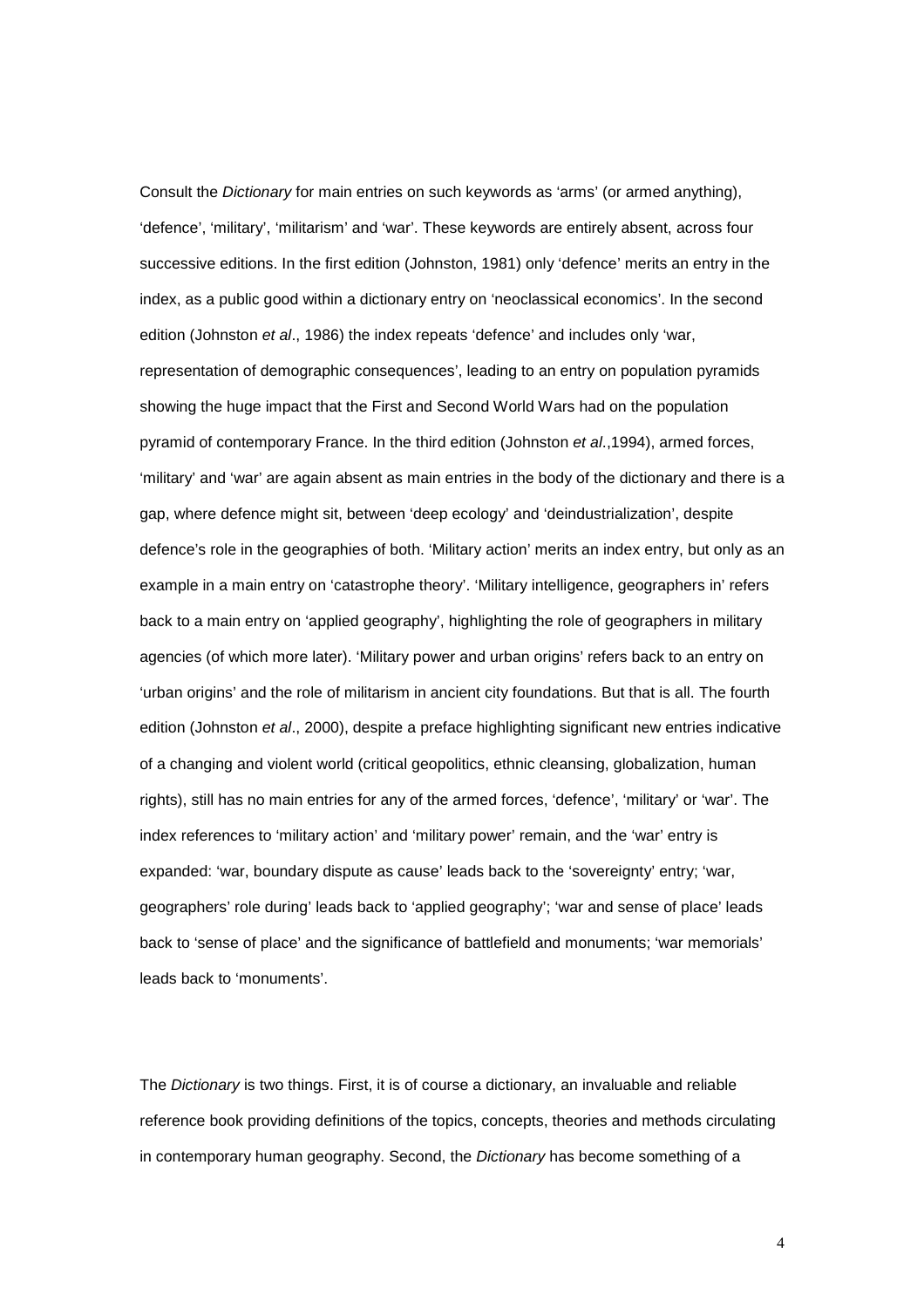Consult the *Dictionary* for main entries on such keywords as 'arms' (or armed anything), 'defence', 'military', 'militarism' and 'war'. These keywords are entirely absent, across four successive editions. In the first edition (Johnston, 1981) only 'defence' merits an entry in the index, as a public good within a dictionary entry on 'neoclassical economics'. In the second edition (Johnston *et al*., 1986) the index repeats 'defence' and includes only 'war, representation of demographic consequences', leading to an entry on population pyramids showing the huge impact that the First and Second World Wars had on the population pyramid of contemporary France. In the third edition (Johnston *et al*.,1994), armed forces, 'military' and 'war' are again absent as main entries in the body of the dictionary and there is a gap, where defence might sit, between 'deep ecology' and 'deindustrialization', despite defence's role in the geographies of both. 'Military action' merits an index entry, but only as an example in a main entry on 'catastrophe theory'. 'Military intelligence, geographers in' refers back to a main entry on 'applied geography', highlighting the role of geographers in military agencies (of which more later). 'Military power and urban origins' refers back to an entry on 'urban origins' and the role of militarism in ancient city foundations. But that is all. The fourth edition (Johnston *et al*., 2000), despite a preface highlighting significant new entries indicative of a changing and violent world (critical geopolitics, ethnic cleansing, globalization, human rights), still has no main entries for any of the armed forces, 'defence', 'military' or 'war'. The index references to 'military action' and 'military power' remain, and the 'war' entry is expanded: 'war, boundary dispute as cause' leads back to the 'sovereignty' entry; 'war, geographers' role during' leads back to 'applied geography'; 'war and sense of place' leads back to 'sense of place' and the significance of battlefield and monuments; 'war memorials' leads back to 'monuments'.

The *Dictionary* is two things. First, it is of course a dictionary, an invaluable and reliable reference book providing definitions of the topics, concepts, theories and methods circulating in contemporary human geography. Second, the *Dictionary* has become something of a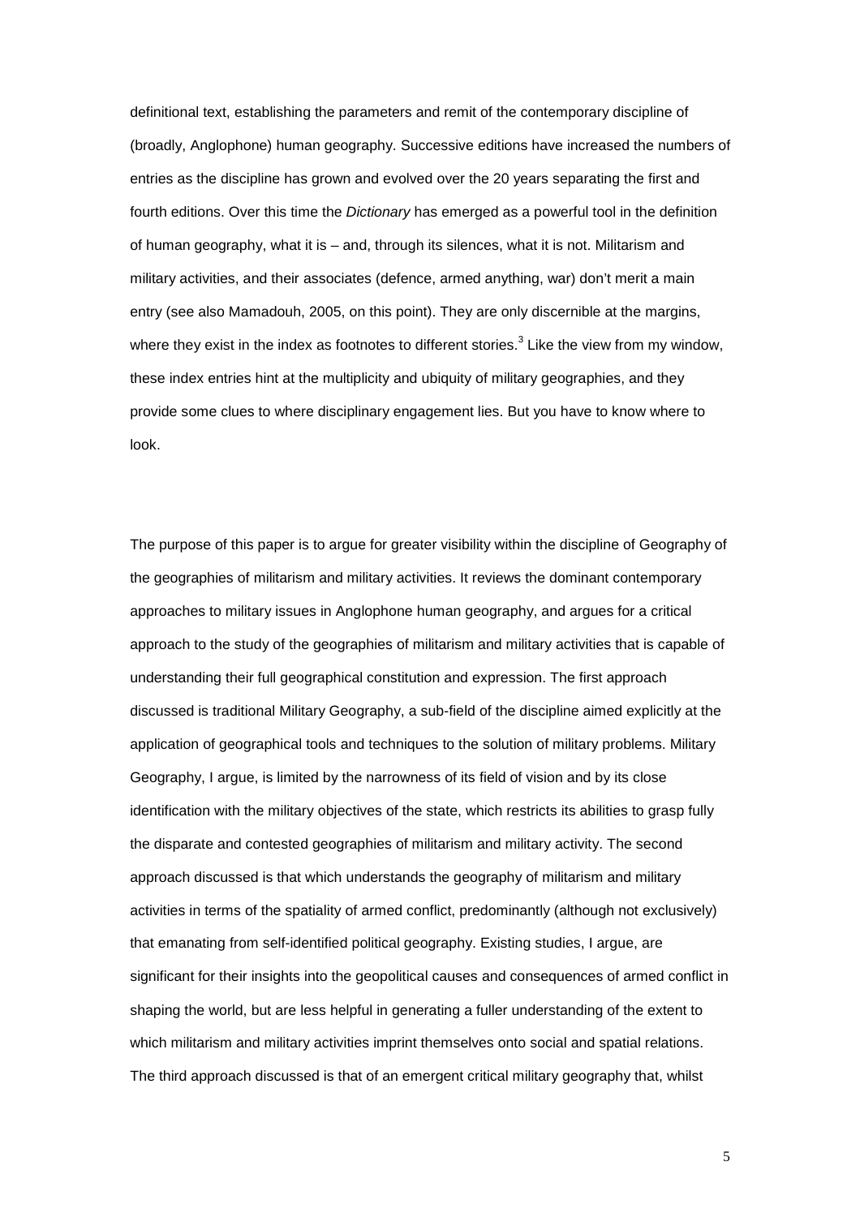definitional text, establishing the parameters and remit of the contemporary discipline of (broadly, Anglophone) human geography. Successive editions have increased the numbers of entries as the discipline has grown and evolved over the 20 years separating the first and fourth editions. Over this time the *Dictionary* has emerged as a powerful tool in the definition of human geography, what it is – and, through its silences, what it is not. Militarism and military activities, and their associates (defence, armed anything, war) don't merit a main entry (see also Mamadouh, 2005, on this point). They are only discernible at the margins, where they exist in the index as footnotes to different stories.[3] Like the view from my window, these index entries hint at the multiplicity and ubiquity of military geographies, and they provide some clues to where disciplinary engagement lies. But you have to know where to look.

The purpose of this paper is to argue for greater visibility within the discipline of Geography of the geographies of militarism and military activities. It reviews the dominant contemporary approaches to military issues in Anglophone human geography, and argues for a critical approach to the study of the geographies of militarism and military activities that is capable of understanding their full geographical constitution and expression. The first approach discussed is traditional Military Geography, a sub-field of the discipline aimed explicitly at the application of geographical tools and techniques to the solution of military problems. Military Geography, I argue, is limited by the narrowness of its field of vision and by its close identification with the military objectives of the state, which restricts its abilities to grasp fully the disparate and contested geographies of militarism and military activity. The second approach discussed is that which understands the geography of militarism and military activities in terms of the spatiality of armed conflict, predominantly (although not exclusively) that emanating from self-identified political geography. Existing studies, I argue, are significant for their insights into the geopolitical causes and consequences of armed conflict in shaping the world, but are less helpful in generating a fuller understanding of the extent to which militarism and military activities imprint themselves onto social and spatial relations. The third approach discussed is that of an emergent critical military geography that, whilst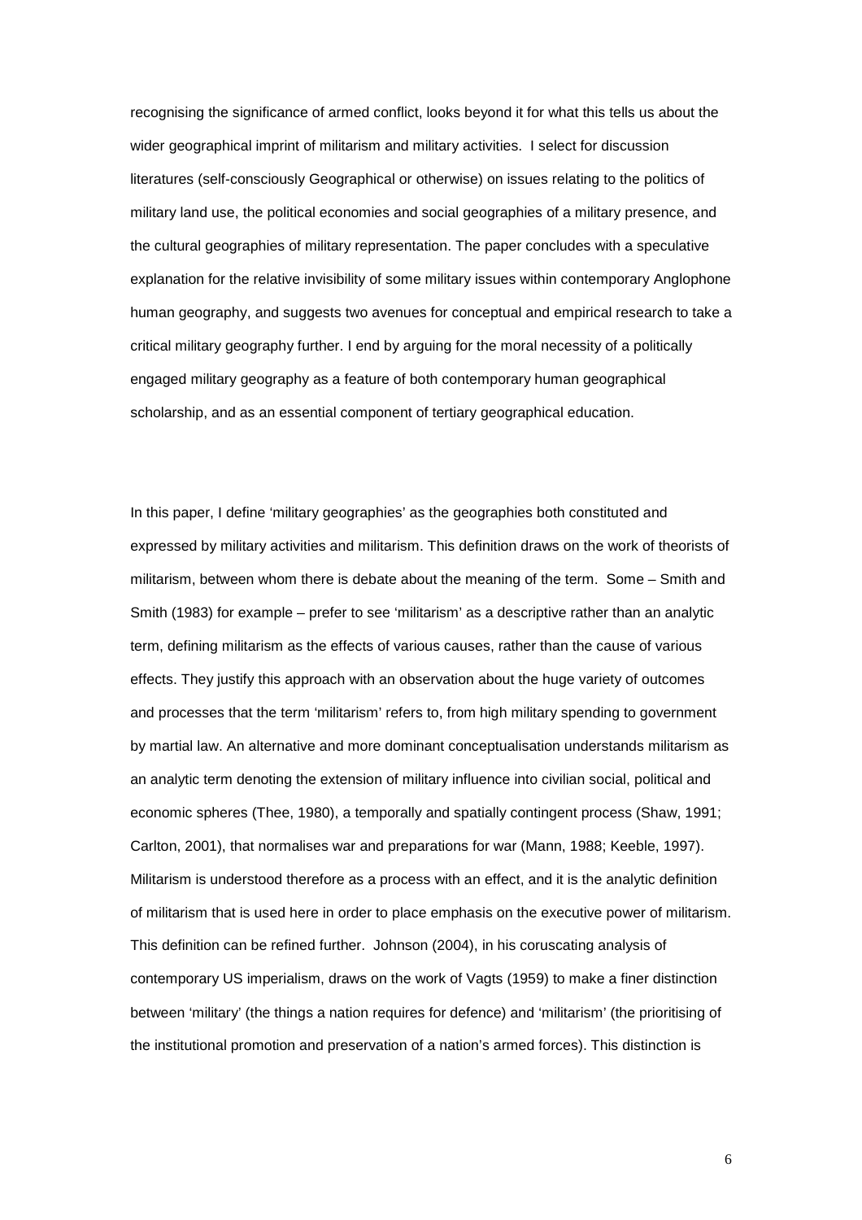recognising the significance of armed conflict, looks beyond it for what this tells us about the wider geographical imprint of militarism and military activities. I select for discussion literatures (self-consciously Geographical or otherwise) on issues relating to the politics of military land use, the political economies and social geographies of a military presence, and the cultural geographies of military representation. The paper concludes with a speculative explanation for the relative invisibility of some military issues within contemporary Anglophone human geography, and suggests two avenues for conceptual and empirical research to take a critical military geography further. I end by arguing for the moral necessity of a politically engaged military geography as a feature of both contemporary human geographical scholarship, and as an essential component of tertiary geographical education.

In this paper, I define 'military geographies' as the geographies both constituted and expressed by military activities and militarism. This definition draws on the work of theorists of militarism, between whom there is debate about the meaning of the term. Some – Smith and Smith (1983) for example – prefer to see 'militarism' as a descriptive rather than an analytic term, defining militarism as the effects of various causes, rather than the cause of various effects. They justify this approach with an observation about the huge variety of outcomes and processes that the term 'militarism' refers to, from high military spending to government by martial law. An alternative and more dominant conceptualisation understands militarism as an analytic term denoting the extension of military influence into civilian social, political and economic spheres (Thee, 1980), a temporally and spatially contingent process (Shaw, 1991; Carlton, 2001), that normalises war and preparations for war (Mann, 1988; Keeble, 1997). Militarism is understood therefore as a process with an effect, and it is the analytic definition of militarism that is used here in order to place emphasis on the executive power of militarism. This definition can be refined further. Johnson (2004), in his coruscating analysis of contemporary US imperialism, draws on the work of Vagts (1959) to make a finer distinction between 'military' (the things a nation requires for defence) and 'militarism' (the prioritising of the institutional promotion and preservation of a nation's armed forces). This distinction is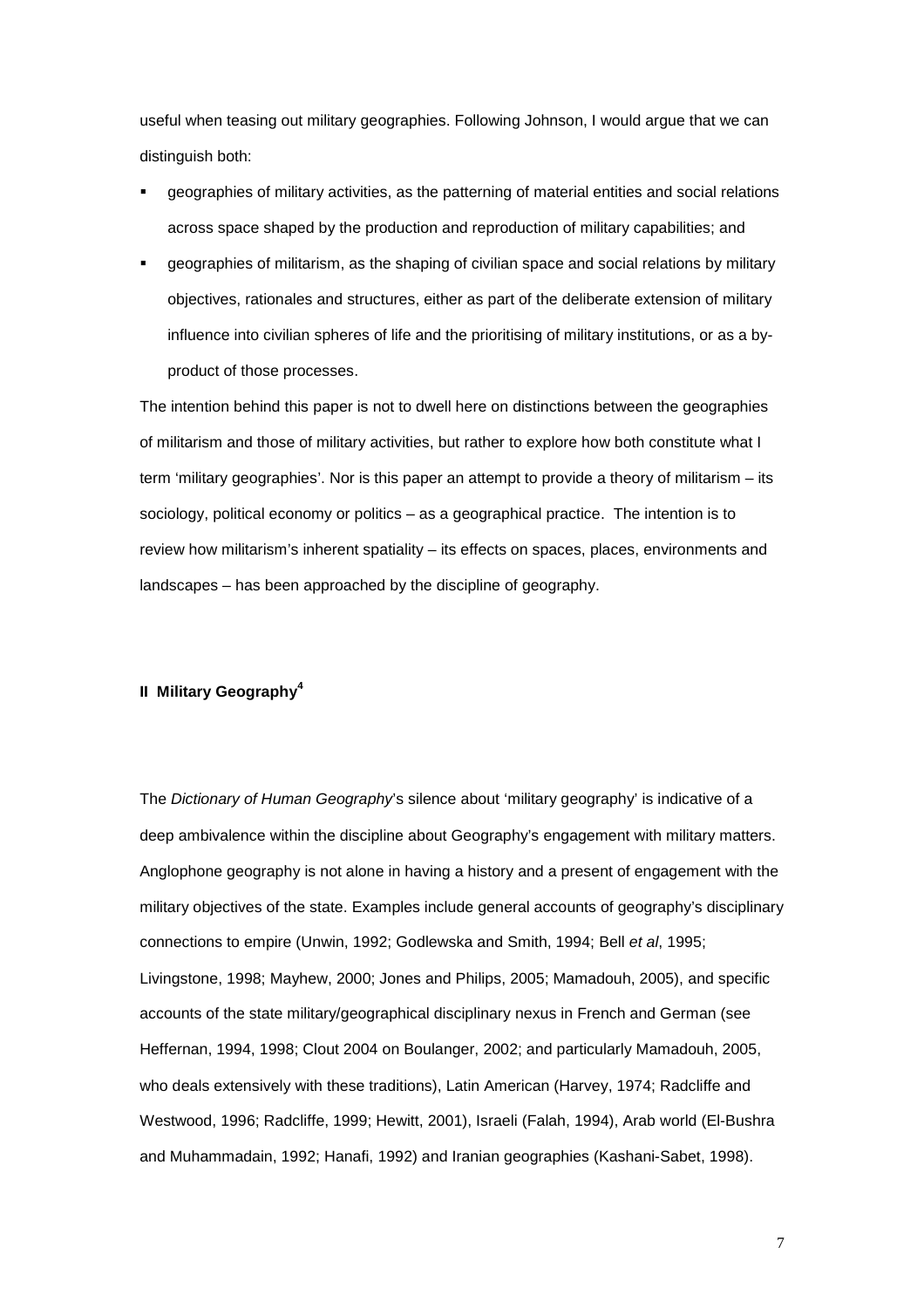useful when teasing out military geographies. Following Johnson, I would argue that we can distinguish both:

- geographies of military activities, as the patterning of material entities and social relations across space shaped by the production and reproduction of military capabilities; and
- geographies of militarism, as the shaping of civilian space and social relations by military objectives, rationales and structures, either as part of the deliberate extension of military influence into civilian spheres of life and the prioritising of military institutions, or as a by-product of those processes.

The intention behind this paper is not to dwell here on distinctions between the geographies of militarism and those of military activities, but rather to explore how both constitute what I term 'military geographies'. Nor is this paper an attempt to provide a theory of militarism – its sociology, political economy or politics – as a geographical practice. The intention is to review how militarism's inherent spatiality – its effects on spaces, places, environments and landscapes – has been approached by the discipline of geography.

## II Military Geography[4]

The *Dictionary of Human Geography*'s silence about 'military geography' is indicative of a deep ambivalence within the discipline about Geography's engagement with military matters. Anglophone geography is not alone in having a history and a present of engagement with the military objectives of the state. Examples include general accounts of geography's disciplinary connections to empire (Unwin, 1992; Godlewska and Smith, 1994; Bell *et al*, 1995; Livingstone, 1998; Mayhew, 2000; Jones and Philips, 2005; Mamadouh, 2005), and specific accounts of the state military/geographical disciplinary nexus in French and German (see Heffernan, 1994, 1998; Clout 2004 on Boulanger, 2002; and particularly Mamadouh, 2005, who deals extensively with these traditions), Latin American (Harvey, 1974; Radcliffe and Westwood, 1996; Radcliffe, 1999; Hewitt, 2001), Israeli (Falah, 1994), Arab world (El-Bushra and Muhammadain, 1992; Hanafi, 1992) and Iranian geographies (Kashani-Sabet, 1998).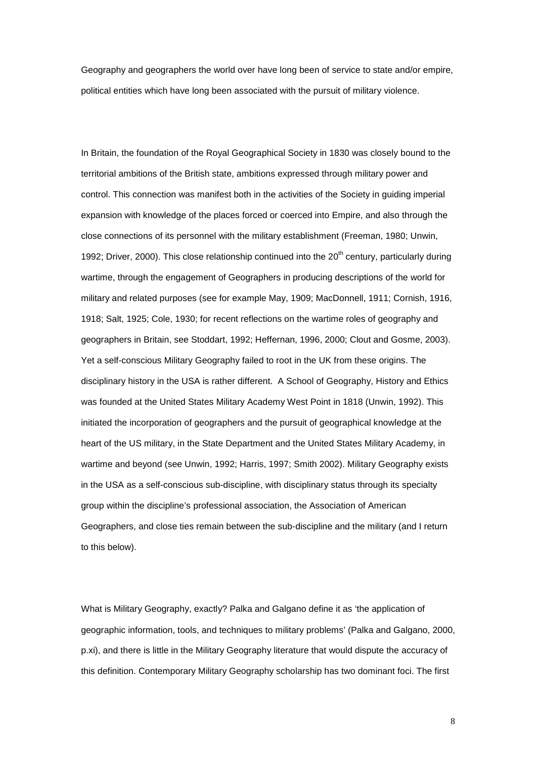Geography and geographers the world over have long been of service to state and/or empire, political entities which have long been associated with the pursuit of military violence.

In Britain, the foundation of the Royal Geographical Society in 1830 was closely bound to the territorial ambitions of the British state, ambitions expressed through military power and control. This connection was manifest both in the activities of the Society in guiding imperial expansion with knowledge of the places forced or coerced into Empire, and also through the close connections of its personnel with the military establishment (Freeman, 1980; Unwin, 1992; Driver, 2000). This close relationship continued into the 20th century, particularly during wartime, through the engagement of Geographers in producing descriptions of the world for military and related purposes (see for example May, 1909; MacDonnell, 1911; Cornish, 1916, 1918; Salt, 1925; Cole, 1930; for recent reflections on the wartime roles of geography and geographers in Britain, see Stoddart, 1992; Heffernan, 1996, 2000; Clout and Gosme, 2003). Yet a self-conscious Military Geography failed to root in the UK from these origins. The disciplinary history in the USA is rather different. A School of Geography, History and Ethics was founded at the United States Military Academy West Point in 1818 (Unwin, 1992). This initiated the incorporation of geographers and the pursuit of geographical knowledge at the heart of the US military, in the State Department and the United States Military Academy, in wartime and beyond (see Unwin, 1992; Harris, 1997; Smith 2002). Military Geography exists in the USA as a self-conscious sub-discipline, with disciplinary status through its specialty group within the discipline's professional association, the Association of American Geographers, and close ties remain between the sub-discipline and the military (and I return to this below).

What is Military Geography, exactly? Palka and Galgano define it as 'the application of geographic information, tools, and techniques to military problems' (Palka and Galgano, 2000, p.xi), and there is little in the Military Geography literature that would dispute the accuracy of this definition. Contemporary Military Geography scholarship has two dominant foci. The first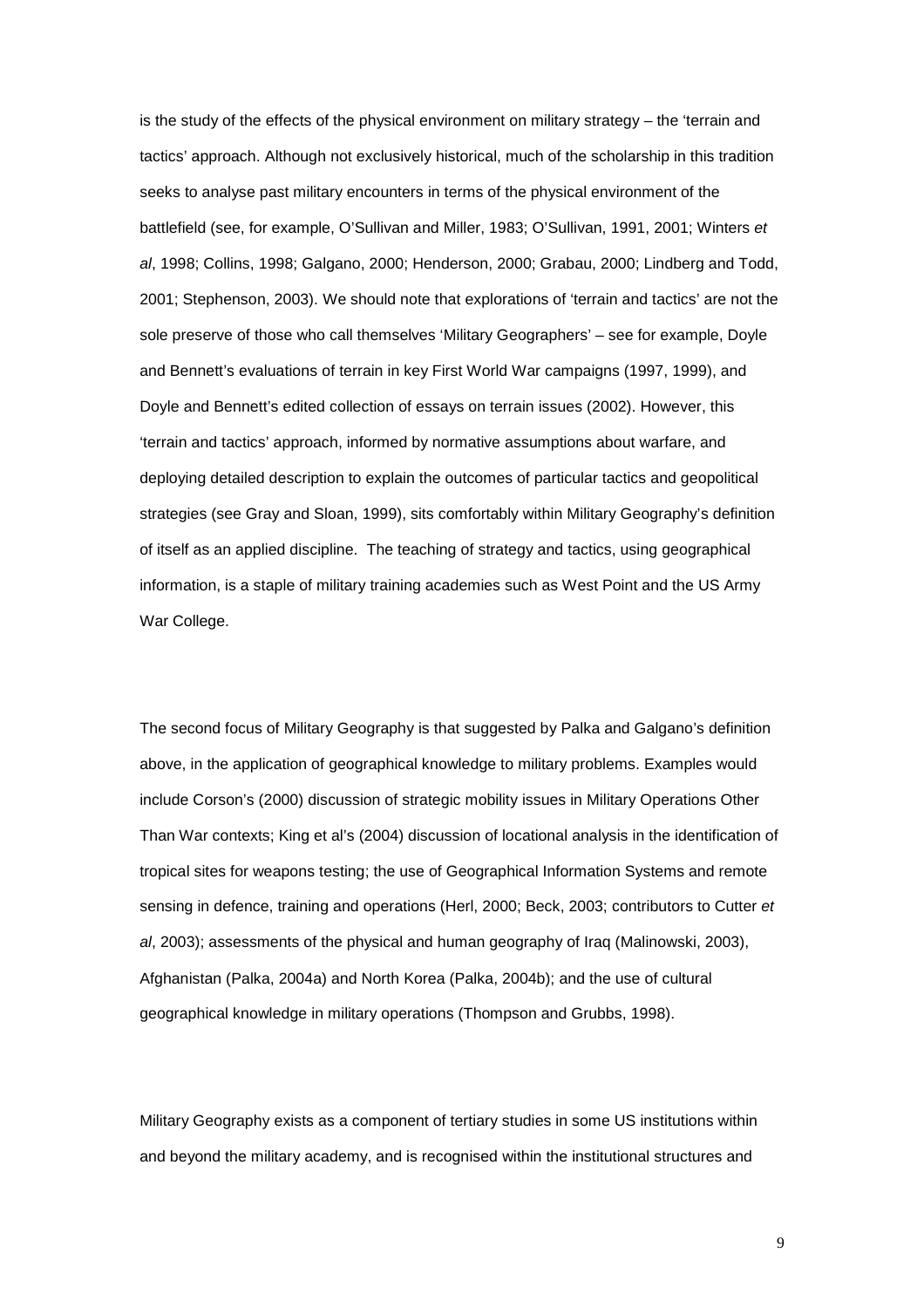is the study of the effects of the physical environment on military strategy – the 'terrain and tactics' approach. Although not exclusively historical, much of the scholarship in this tradition seeks to analyse past military encounters in terms of the physical environment of the battlefield (see, for example, O'Sullivan and Miller, 1983; O'Sullivan, 1991, 2001; Winters *et al*, 1998; Collins, 1998; Galgano, 2000; Henderson, 2000; Grabau, 2000; Lindberg and Todd, 2001; Stephenson, 2003). We should note that explorations of 'terrain and tactics' are not the sole preserve of those who call themselves 'Military Geographers' – see for example, Doyle and Bennett's evaluations of terrain in key First World War campaigns (1997, 1999), and Doyle and Bennett's edited collection of essays on terrain issues (2002). However, this 'terrain and tactics' approach, informed by normative assumptions about warfare, and deploying detailed description to explain the outcomes of particular tactics and geopolitical strategies (see Gray and Sloan, 1999), sits comfortably within Military Geography's definition of itself as an applied discipline. The teaching of strategy and tactics, using geographical information, is a staple of military training academies such as West Point and the US Army War College.

The second focus of Military Geography is that suggested by Palka and Galgano's definition above, in the application of geographical knowledge to military problems. Examples would include Corson's (2000) discussion of strategic mobility issues in Military Operations Other Than War contexts; King et al's (2004) discussion of locational analysis in the identification of tropical sites for weapons testing; the use of Geographical Information Systems and remote sensing in defence, training and operations (Herl, 2000; Beck, 2003; contributors to Cutter *et al*, 2003); assessments of the physical and human geography of Iraq (Malinowski, 2003), Afghanistan (Palka, 2004a) and North Korea (Palka, 2004b); and the use of cultural geographical knowledge in military operations (Thompson and Grubbs, 1998).

Military Geography exists as a component of tertiary studies in some US institutions within and beyond the military academy, and is recognised within the institutional structures and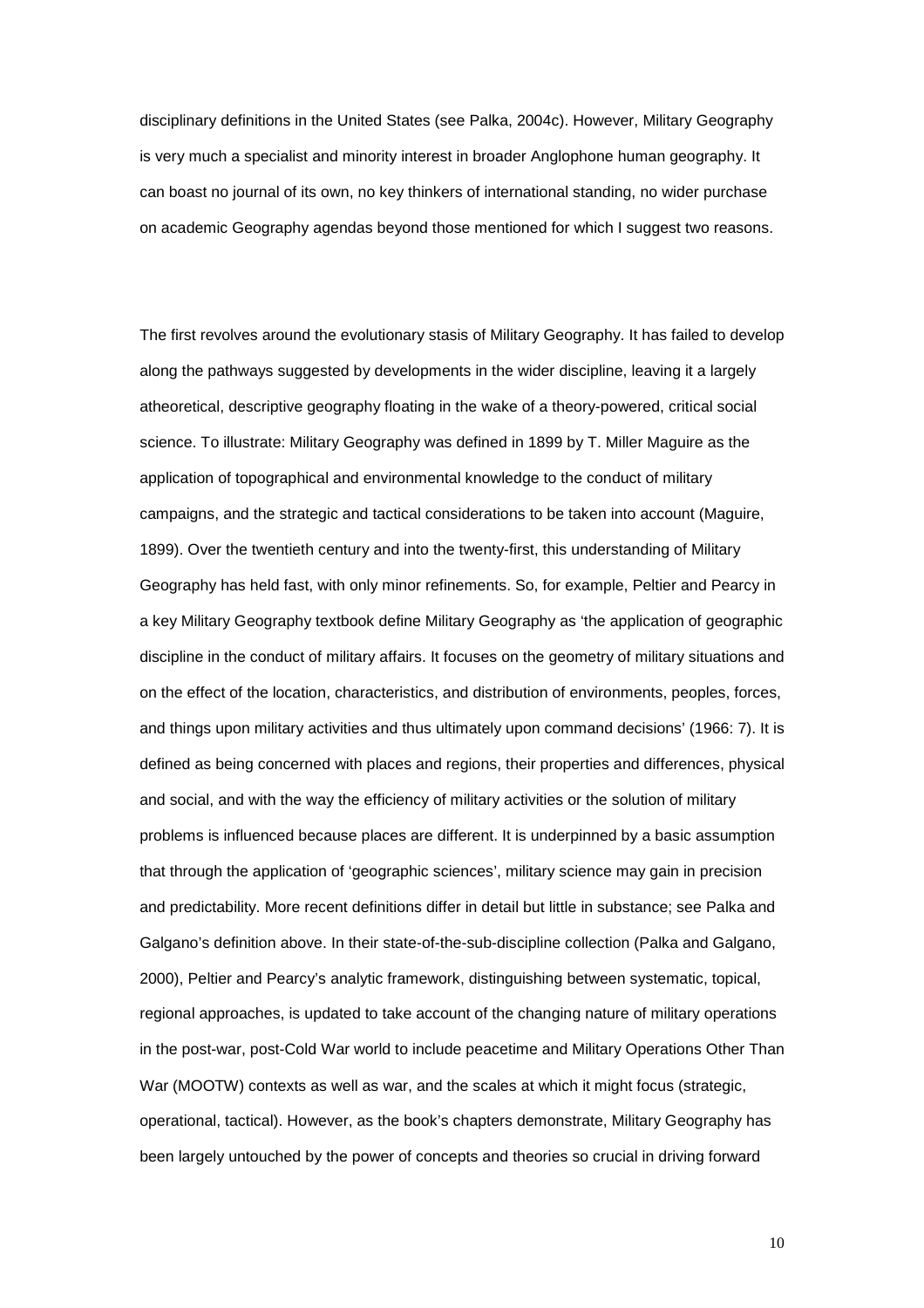disciplinary definitions in the United States (see Palka, 2004c). However, Military Geography is very much a specialist and minority interest in broader Anglophone human geography. It can boast no journal of its own, no key thinkers of international standing, no wider purchase on academic Geography agendas beyond those mentioned for which I suggest two reasons.

The first revolves around the evolutionary stasis of Military Geography. It has failed to develop along the pathways suggested by developments in the wider discipline, leaving it a largely atheoretical, descriptive geography floating in the wake of a theory-powered, critical social science. To illustrate: Military Geography was defined in 1899 by T. Miller Maguire as the application of topographical and environmental knowledge to the conduct of military campaigns, and the strategic and tactical considerations to be taken into account (Maguire, 1899). Over the twentieth century and into the twenty-first, this understanding of Military Geography has held fast, with only minor refinements. So, for example, Peltier and Pearcy in a key Military Geography textbook define Military Geography as 'the application of geographic discipline in the conduct of military affairs. It focuses on the geometry of military situations and on the effect of the location, characteristics, and distribution of environments, peoples, forces, and things upon military activities and thus ultimately upon command decisions' (1966: 7). It is defined as being concerned with places and regions, their properties and differences, physical and social, and with the way the efficiency of military activities or the solution of military problems is influenced because places are different. It is underpinned by a basic assumption that through the application of 'geographic sciences', military science may gain in precision and predictability. More recent definitions differ in detail but little in substance; see Palka and Galgano's definition above. In their state-of-the-sub-discipline collection (Palka and Galgano, 2000), Peltier and Pearcy's analytic framework, distinguishing between systematic, topical, regional approaches, is updated to take account of the changing nature of military operations in the post-war, post-Cold War world to include peacetime and Military Operations Other Than War (MOOTW) contexts as well as war, and the scales at which it might focus (strategic, operational, tactical). However, as the book's chapters demonstrate, Military Geography has been largely untouched by the power of concepts and theories so crucial in driving forward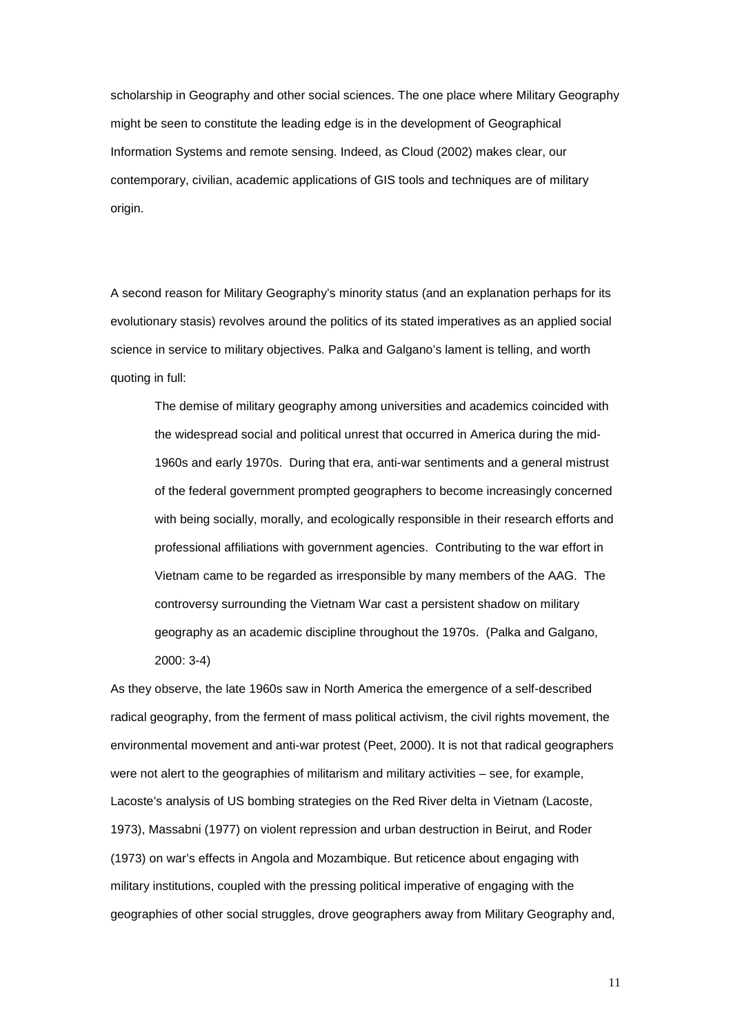scholarship in Geography and other social sciences. The one place where Military Geography might be seen to constitute the leading edge is in the development of Geographical Information Systems and remote sensing. Indeed, as Cloud (2002) makes clear, our contemporary, civilian, academic applications of GIS tools and techniques are of military origin.

A second reason for Military Geography's minority status (and an explanation perhaps for its evolutionary stasis) revolves around the politics of its stated imperatives as an applied social science in service to military objectives. Palka and Galgano's lament is telling, and worth quoting in full:

> The demise of military geography among universities and academics coincided with the widespread social and political unrest that occurred in America during the mid-1960s and early 1970s. During that era, anti-war sentiments and a general mistrust of the federal government prompted geographers to become increasingly concerned with being socially, morally, and ecologically responsible in their research efforts and professional affiliations with government agencies. Contributing to the war effort in Vietnam came to be regarded as irresponsible by many members of the AAG. The controversy surrounding the Vietnam War cast a persistent shadow on military geography as an academic discipline throughout the 1970s. (Palka and Galgano, 2000: 3-4)

As they observe, the late 1960s saw in North America the emergence of a self-described radical geography, from the ferment of mass political activism, the civil rights movement, the environmental movement and anti-war protest (Peet, 2000). It is not that radical geographers were not alert to the geographies of militarism and military activities – see, for example, Lacoste's analysis of US bombing strategies on the Red River delta in Vietnam (Lacoste, 1973), Massabni (1977) on violent repression and urban destruction in Beirut, and Roder (1973) on war's effects in Angola and Mozambique. But reticence about engaging with military institutions, coupled with the pressing political imperative of engaging with the geographies of other social struggles, drove geographers away from Military Geography and,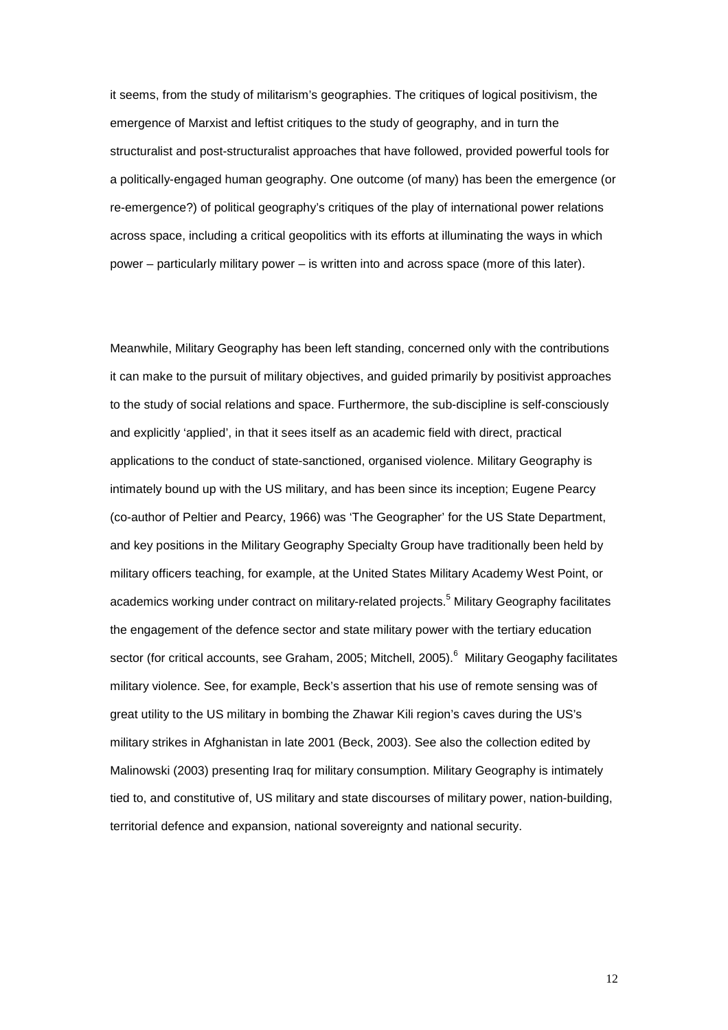it seems, from the study of militarism's geographies. The critiques of logical positivism, the emergence of Marxist and leftist critiques to the study of geography, and in turn the structuralist and post-structuralist approaches that have followed, provided powerful tools for a politically-engaged human geography. One outcome (of many) has been the emergence (or re-emergence?) of political geography's critiques of the play of international power relations across space, including a critical geopolitics with its efforts at illuminating the ways in which power – particularly military power – is written into and across space (more of this later).

Meanwhile, Military Geography has been left standing, concerned only with the contributions it can make to the pursuit of military objectives, and guided primarily by positivist approaches to the study of social relations and space. Furthermore, the sub-discipline is self-consciously and explicitly 'applied', in that it sees itself as an academic field with direct, practical applications to the conduct of state-sanctioned, organised violence. Military Geography is intimately bound up with the US military, and has been since its inception; Eugene Pearcy (co-author of Peltier and Pearcy, 1966) was 'The Geographer' for the US State Department, and key positions in the Military Geography Specialty Group have traditionally been held by military officers teaching, for example, at the United States Military Academy West Point, or academics working under contract on military-related projects.[5] Military Geography facilitates the engagement of the defence sector and state military power with the tertiary education sector (for critical accounts, see Graham, 2005; Mitchell, 2005).[6] Military Geogaphy facilitates military violence. See, for example, Beck's assertion that his use of remote sensing was of great utility to the US military in bombing the Zhawar Kili region's caves during the US's military strikes in Afghanistan in late 2001 (Beck, 2003). See also the collection edited by Malinowski (2003) presenting Iraq for military consumption. Military Geography is intimately tied to, and constitutive of, US military and state discourses of military power, nation-building, territorial defence and expansion, national sovereignty and national security.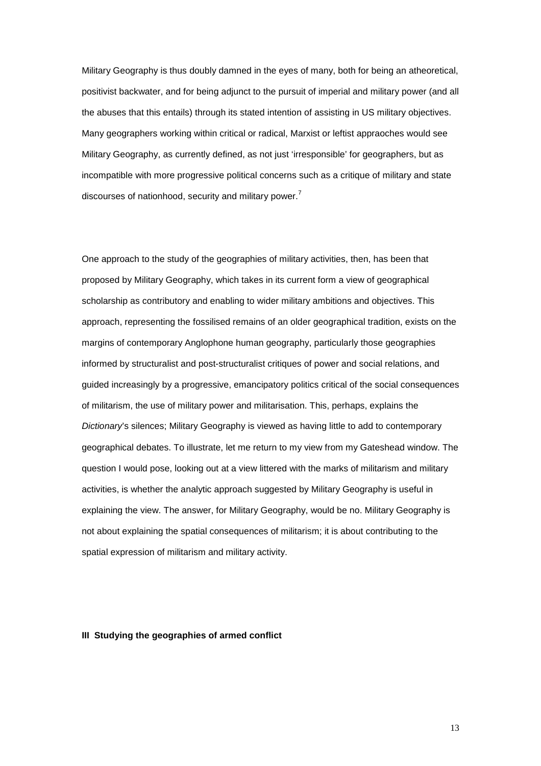Military Geography is thus doubly damned in the eyes of many, both for being an atheoretical, positivist backwater, and for being adjunct to the pursuit of imperial and military power (and all the abuses that this entails) through its stated intention of assisting in US military objectives. Many geographers working within critical or radical, Marxist or leftist appraoches would see Military Geography, as currently defined, as not just 'irresponsible' for geographers, but as incompatible with more progressive political concerns such as a critique of military and state discourses of nationhood, security and military power.[7]

One approach to the study of the geographies of military activities, then, has been that proposed by Military Geography, which takes in its current form a view of geographical scholarship as contributory and enabling to wider military ambitions and objectives. This approach, representing the fossilised remains of an older geographical tradition, exists on the margins of contemporary Anglophone human geography, particularly those geographies informed by structuralist and post-structuralist critiques of power and social relations, and guided increasingly by a progressive, emancipatory politics critical of the social consequences of militarism, the use of military power and militarisation. This, perhaps, explains the *Dictionary*'s silences; Military Geography is viewed as having little to add to contemporary geographical debates. To illustrate, let me return to my view from my Gateshead window. The question I would pose, looking out at a view littered with the marks of militarism and military activities, is whether the analytic approach suggested by Military Geography is useful in explaining the view. The answer, for Military Geography, would be no. Military Geography is not about explaining the spatial consequences of militarism; it is about contributing to the spatial expression of militarism and military activity.

## III Studying the geographies of armed conflict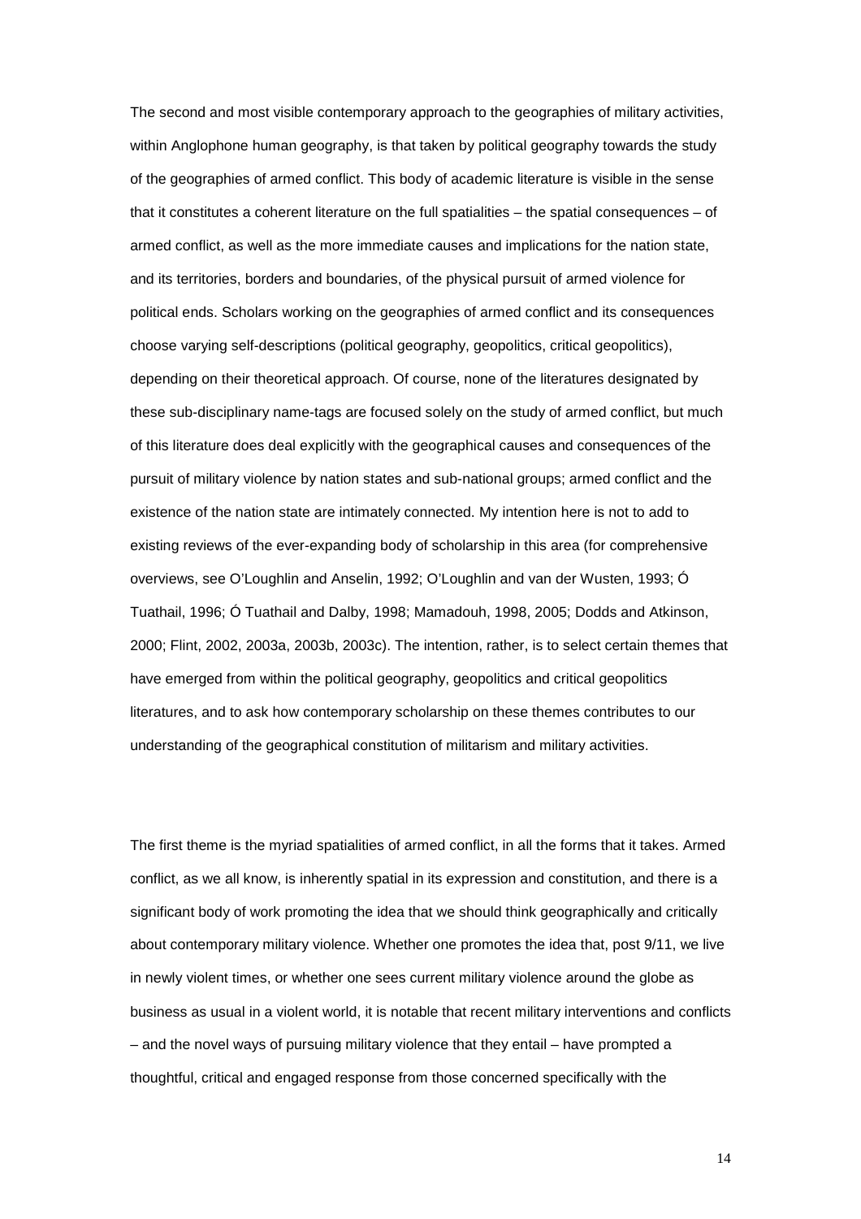The second and most visible contemporary approach to the geographies of military activities, within Anglophone human geography, is that taken by political geography towards the study of the geographies of armed conflict. This body of academic literature is visible in the sense that it constitutes a coherent literature on the full spatialities – the spatial consequences – of armed conflict, as well as the more immediate causes and implications for the nation state, and its territories, borders and boundaries, of the physical pursuit of armed violence for political ends. Scholars working on the geographies of armed conflict and its consequences choose varying self-descriptions (political geography, geopolitics, critical geopolitics), depending on their theoretical approach. Of course, none of the literatures designated by these sub-disciplinary name-tags are focused solely on the study of armed conflict, but much of this literature does deal explicitly with the geographical causes and consequences of the pursuit of military violence by nation states and sub-national groups; armed conflict and the existence of the nation state are intimately connected. My intention here is not to add to existing reviews of the ever-expanding body of scholarship in this area (for comprehensive overviews, see O'Loughlin and Anselin, 1992; O'Loughlin and van der Wusten, 1993; Ó Tuathail, 1996; Ó Tuathail and Dalby, 1998; Mamadouh, 1998, 2005; Dodds and Atkinson, 2000; Flint, 2002, 2003a, 2003b, 2003c). The intention, rather, is to select certain themes that have emerged from within the political geography, geopolitics and critical geopolitics literatures, and to ask how contemporary scholarship on these themes contributes to our understanding of the geographical constitution of militarism and military activities.

The first theme is the myriad spatialities of armed conflict, in all the forms that it takes. Armed conflict, as we all know, is inherently spatial in its expression and constitution, and there is a significant body of work promoting the idea that we should think geographically and critically about contemporary military violence. Whether one promotes the idea that, post 9/11, we live in newly violent times, or whether one sees current military violence around the globe as business as usual in a violent world, it is notable that recent military interventions and conflicts – and the novel ways of pursuing military violence that they entail – have prompted a thoughtful, critical and engaged response from those concerned specifically with the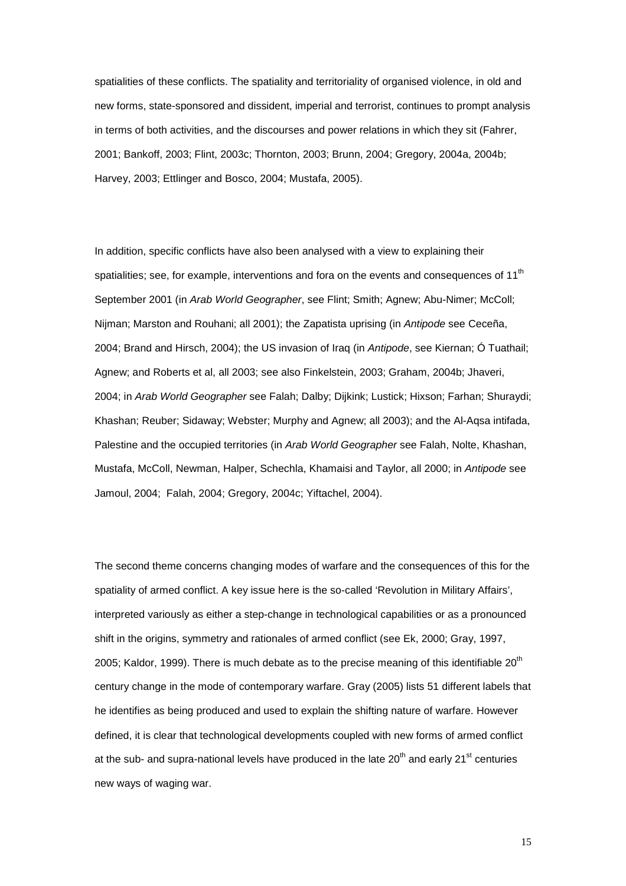spatialities of these conflicts. The spatiality and territoriality of organised violence, in old and new forms, state-sponsored and dissident, imperial and terrorist, continues to prompt analysis in terms of both activities, and the discourses and power relations in which they sit (Fahrer, 2001; Bankoff, 2003; Flint, 2003c; Thornton, 2003; Brunn, 2004; Gregory, 2004a, 2004b; Harvey, 2003; Ettlinger and Bosco, 2004; Mustafa, 2005).

In addition, specific conflicts have also been analysed with a view to explaining their spatialities; see, for example, interventions and fora on the events and consequences of 11th September 2001 (in *Arab World Geographer*, see Flint; Smith; Agnew; Abu-Nimer; McColl; Nijman; Marston and Rouhani; all 2001); the Zapatista uprising (in *Antipode* see Ceceña, 2004; Brand and Hirsch, 2004); the US invasion of Iraq (in *Antipode*, see Kiernan; Ó Tuathail; Agnew; and Roberts et al, all 2003; see also Finkelstein, 2003; Graham, 2004b; Jhaveri, 2004; in *Arab World Geographer* see Falah; Dalby; Dijkink; Lustick; Hixson; Farhan; Shuraydi; Khashan; Reuber; Sidaway; Webster; Murphy and Agnew; all 2003); and the Al-Aqsa intifada, Palestine and the occupied territories (in *Arab World Geographer* see Falah, Nolte, Khashan, Mustafa, McColl, Newman, Halper, Schechla, Khamaisi and Taylor, all 2000; in *Antipode* see Jamoul, 2004; Falah, 2004; Gregory, 2004c; Yiftachel, 2004).

The second theme concerns changing modes of warfare and the consequences of this for the spatiality of armed conflict. A key issue here is the so-called 'Revolution in Military Affairs', interpreted variously as either a step-change in technological capabilities or as a pronounced shift in the origins, symmetry and rationales of armed conflict (see Ek, 2000; Gray, 1997, 2005; Kaldor, 1999). There is much debate as to the precise meaning of this identifiable 20th century change in the mode of contemporary warfare. Gray (2005) lists 51 different labels that he identifies as being produced and used to explain the shifting nature of warfare. However defined, it is clear that technological developments coupled with new forms of armed conflict at the sub- and supra-national levels have produced in the late 20th and early 21st centuries new ways of waging war.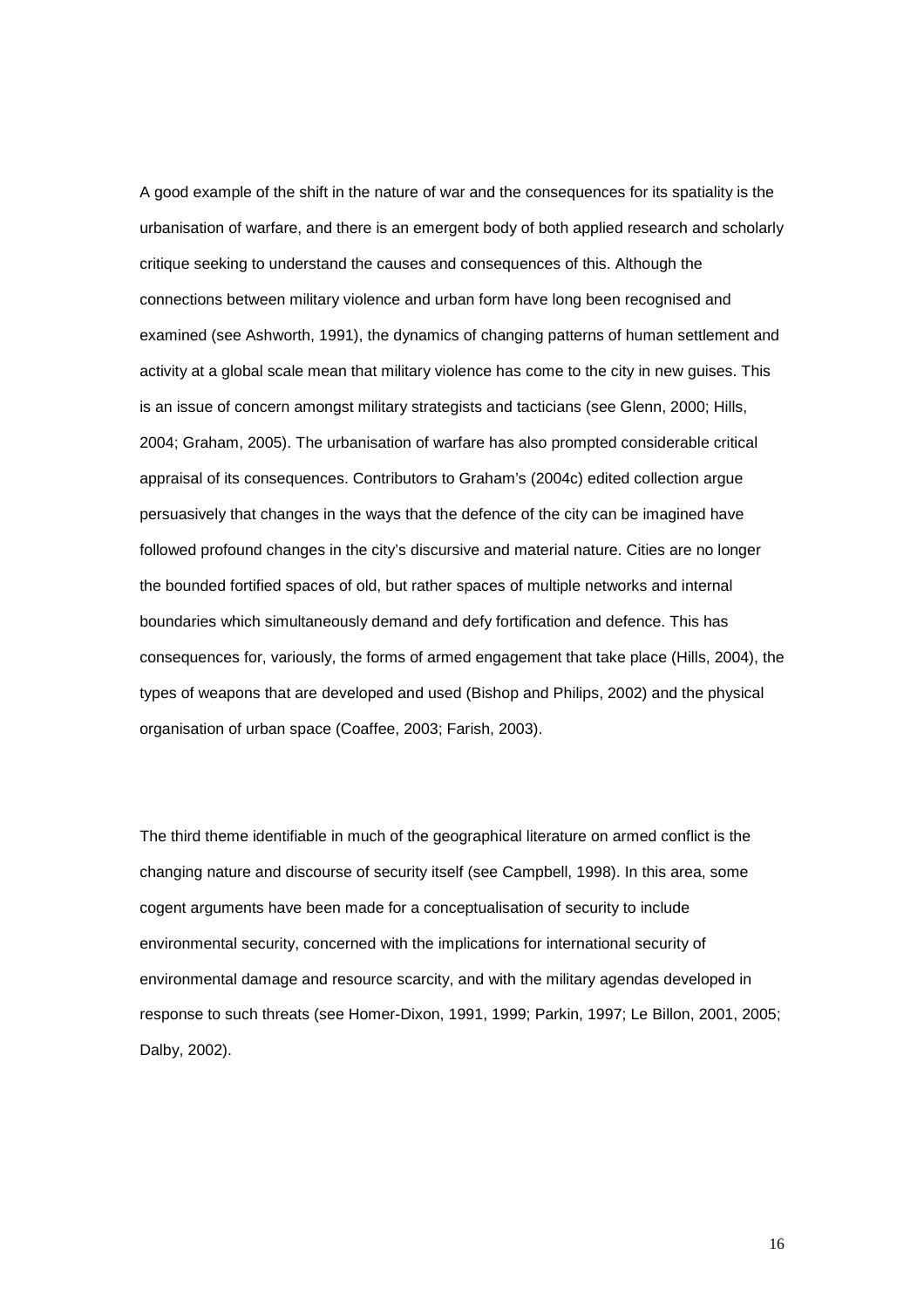A good example of the shift in the nature of war and the consequences for its spatiality is the urbanisation of warfare, and there is an emergent body of both applied research and scholarly critique seeking to understand the causes and consequences of this. Although the connections between military violence and urban form have long been recognised and examined (see Ashworth, 1991), the dynamics of changing patterns of human settlement and activity at a global scale mean that military violence has come to the city in new guises. This is an issue of concern amongst military strategists and tacticians (see Glenn, 2000; Hills, 2004; Graham, 2005). The urbanisation of warfare has also prompted considerable critical appraisal of its consequences. Contributors to Graham's (2004c) edited collection argue persuasively that changes in the ways that the defence of the city can be imagined have followed profound changes in the city's discursive and material nature. Cities are no longer the bounded fortified spaces of old, but rather spaces of multiple networks and internal boundaries which simultaneously demand and defy fortification and defence. This has consequences for, variously, the forms of armed engagement that take place (Hills, 2004), the types of weapons that are developed and used (Bishop and Philips, 2002) and the physical organisation of urban space (Coaffee, 2003; Farish, 2003).

The third theme identifiable in much of the geographical literature on armed conflict is the changing nature and discourse of security itself (see Campbell, 1998). In this area, some cogent arguments have been made for a conceptualisation of security to include environmental security, concerned with the implications for international security of environmental damage and resource scarcity, and with the military agendas developed in response to such threats (see Homer-Dixon, 1991, 1999; Parkin, 1997; Le Billon, 2001, 2005; Dalby, 2002).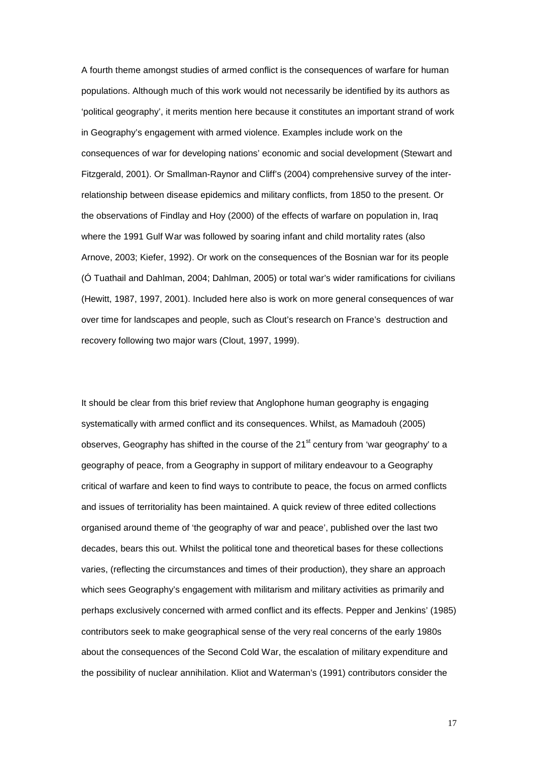A fourth theme amongst studies of armed conflict is the consequences of warfare for human populations. Although much of this work would not necessarily be identified by its authors as 'political geography', it merits mention here because it constitutes an important strand of work in Geography's engagement with armed violence. Examples include work on the consequences of war for developing nations' economic and social development (Stewart and Fitzgerald, 2001). Or Smallman-Raynor and Cliff's (2004) comprehensive survey of the inter-relationship between disease epidemics and military conflicts, from 1850 to the present. Or the observations of Findlay and Hoy (2000) of the effects of warfare on population in, Iraq where the 1991 Gulf War was followed by soaring infant and child mortality rates (also Arnove, 2003; Kiefer, 1992). Or work on the consequences of the Bosnian war for its people (Ó Tuathail and Dahlman, 2004; Dahlman, 2005) or total war's wider ramifications for civilians (Hewitt, 1987, 1997, 2001). Included here also is work on more general consequences of war over time for landscapes and people, such as Clout's research on France's destruction and recovery following two major wars (Clout, 1997, 1999).

It should be clear from this brief review that Anglophone human geography is engaging systematically with armed conflict and its consequences. Whilst, as Mamadouh (2005) observes, Geography has shifted in the course of the 21st century from 'war geography' to a geography of peace, from a Geography in support of military endeavour to a Geography critical of warfare and keen to find ways to contribute to peace, the focus on armed conflicts and issues of territoriality has been maintained. A quick review of three edited collections organised around theme of 'the geography of war and peace', published over the last two decades, bears this out. Whilst the political tone and theoretical bases for these collections varies, (reflecting the circumstances and times of their production), they share an approach which sees Geography's engagement with militarism and military activities as primarily and perhaps exclusively concerned with armed conflict and its effects. Pepper and Jenkins' (1985) contributors seek to make geographical sense of the very real concerns of the early 1980s about the consequences of the Second Cold War, the escalation of military expenditure and the possibility of nuclear annihilation. Kliot and Waterman's (1991) contributors consider the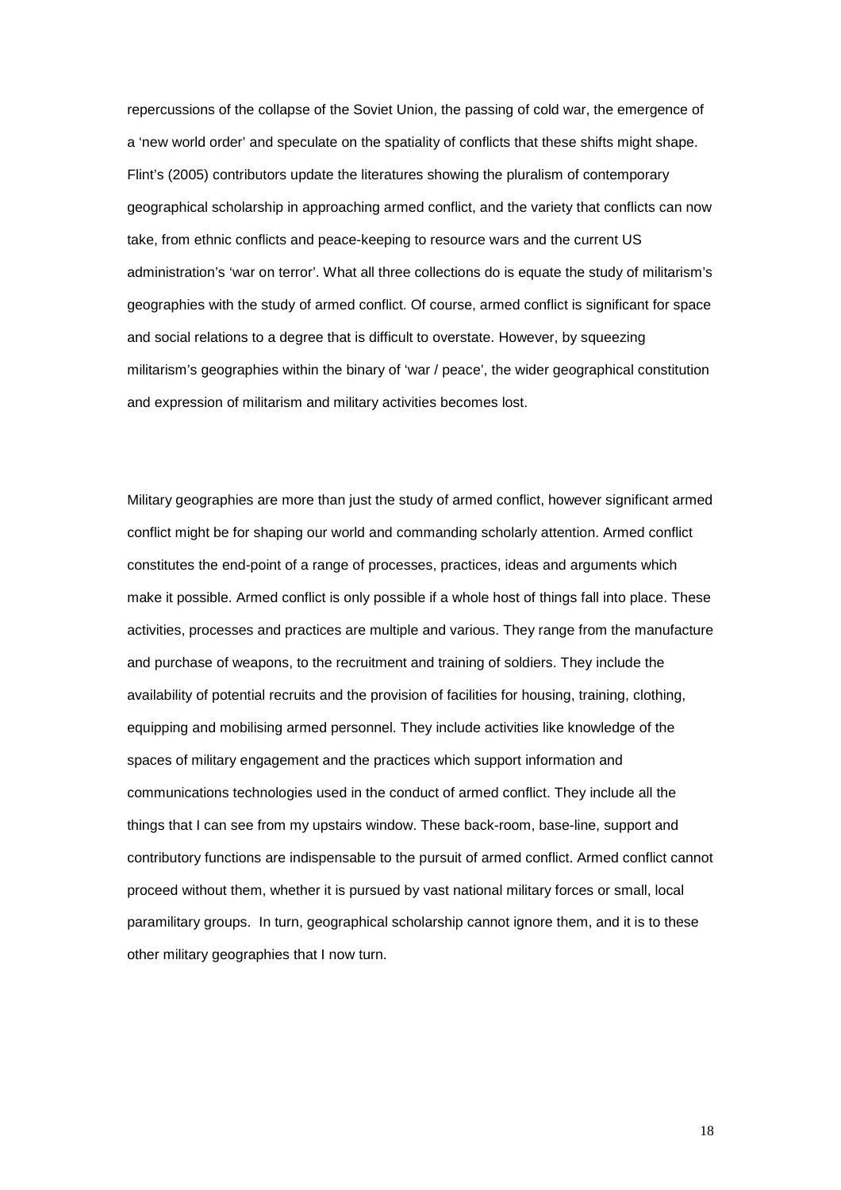repercussions of the collapse of the Soviet Union, the passing of cold war, the emergence of a 'new world order' and speculate on the spatiality of conflicts that these shifts might shape. Flint's (2005) contributors update the literatures showing the pluralism of contemporary geographical scholarship in approaching armed conflict, and the variety that conflicts can now take, from ethnic conflicts and peace-keeping to resource wars and the current US administration's 'war on terror'. What all three collections do is equate the study of militarism's geographies with the study of armed conflict. Of course, armed conflict is significant for space and social relations to a degree that is difficult to overstate. However, by squeezing militarism's geographies within the binary of 'war / peace', the wider geographical constitution and expression of militarism and military activities becomes lost.

Military geographies are more than just the study of armed conflict, however significant armed conflict might be for shaping our world and commanding scholarly attention. Armed conflict constitutes the end-point of a range of processes, practices, ideas and arguments which make it possible. Armed conflict is only possible if a whole host of things fall into place. These activities, processes and practices are multiple and various. They range from the manufacture and purchase of weapons, to the recruitment and training of soldiers. They include the availability of potential recruits and the provision of facilities for housing, training, clothing, equipping and mobilising armed personnel. They include activities like knowledge of the spaces of military engagement and the practices which support information and communications technologies used in the conduct of armed conflict. They include all the things that I can see from my upstairs window. These back-room, base-line, support and contributory functions are indispensable to the pursuit of armed conflict. Armed conflict cannot proceed without them, whether it is pursued by vast national military forces or small, local paramilitary groups. In turn, geographical scholarship cannot ignore them, and it is to these other military geographies that I now turn.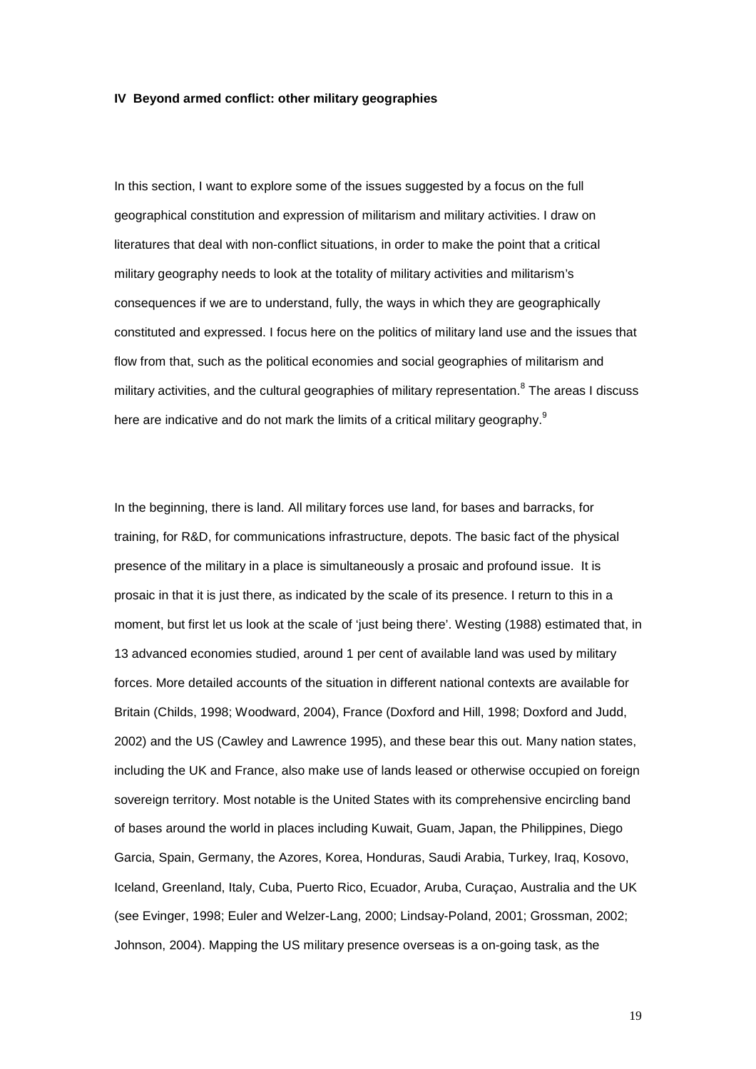### IV Beyond armed conflict: other military geographies

In this section, I want to explore some of the issues suggested by a focus on the full geographical constitution and expression of militarism and military activities. I draw on literatures that deal with non-conflict situations, in order to make the point that a critical military geography needs to look at the totality of military activities and militarism's consequences if we are to understand, fully, the ways in which they are geographically constituted and expressed. I focus here on the politics of military land use and the issues that flow from that, such as the political economies and social geographies of militarism and military activities, and the cultural geographies of military representation.[8] The areas I discuss here are indicative and do not mark the limits of a critical military geography.[9]

In the beginning, there is land. All military forces use land, for bases and barracks, for training, for R&D, for communications infrastructure, depots. The basic fact of the physical presence of the military in a place is simultaneously a prosaic and profound issue. It is prosaic in that it is just there, as indicated by the scale of its presence. I return to this in a moment, but first let us look at the scale of 'just being there'. Westing (1988) estimated that, in 13 advanced economies studied, around 1 per cent of available land was used by military forces. More detailed accounts of the situation in different national contexts are available for Britain (Childs, 1998; Woodward, 2004), France (Doxford and Hill, 1998; Doxford and Judd, 2002) and the US (Cawley and Lawrence 1995), and these bear this out. Many nation states, including the UK and France, also make use of lands leased or otherwise occupied on foreign sovereign territory. Most notable is the United States with its comprehensive encircling band of bases around the world in places including Kuwait, Guam, Japan, the Philippines, Diego Garcia, Spain, Germany, the Azores, Korea, Honduras, Saudi Arabia, Turkey, Iraq, Kosovo, Iceland, Greenland, Italy, Cuba, Puerto Rico, Ecuador, Aruba, Curaçao, Australia and the UK (see Evinger, 1998; Euler and Welzer-Lang, 2000; Lindsay-Poland, 2001; Grossman, 2002; Johnson, 2004). Mapping the US military presence overseas is a on-going task, as the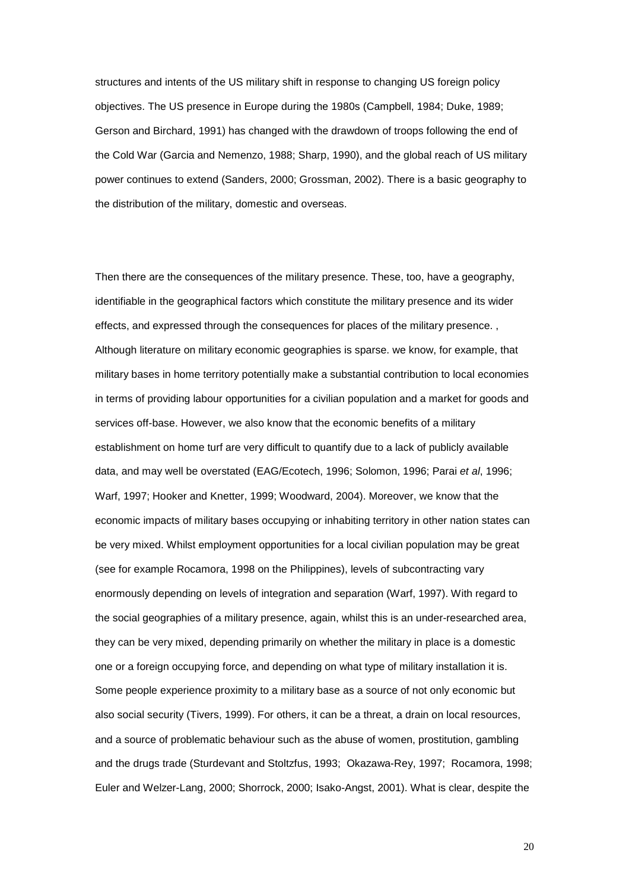structures and intents of the US military shift in response to changing US foreign policy objectives. The US presence in Europe during the 1980s (Campbell, 1984; Duke, 1989; Gerson and Birchard, 1991) has changed with the drawdown of troops following the end of the Cold War (Garcia and Nemenzo, 1988; Sharp, 1990), and the global reach of US military power continues to extend (Sanders, 2000; Grossman, 2002). There is a basic geography to the distribution of the military, domestic and overseas.

Then there are the consequences of the military presence. These, too, have a geography, identifiable in the geographical factors which constitute the military presence and its wider effects, and expressed through the consequences for places of the military presence. , Although literature on military economic geographies is sparse. we know, for example, that military bases in home territory potentially make a substantial contribution to local economies in terms of providing labour opportunities for a civilian population and a market for goods and services off-base. However, we also know that the economic benefits of a military establishment on home turf are very difficult to quantify due to a lack of publicly available data, and may well be overstated (EAG/Ecotech, 1996; Solomon, 1996; Parai *et al*, 1996; Warf, 1997; Hooker and Knetter, 1999; Woodward, 2004). Moreover, we know that the economic impacts of military bases occupying or inhabiting territory in other nation states can be very mixed. Whilst employment opportunities for a local civilian population may be great (see for example Rocamora, 1998 on the Philippines), levels of subcontracting vary enormously depending on levels of integration and separation (Warf, 1997). With regard to the social geographies of a military presence, again, whilst this is an under-researched area, they can be very mixed, depending primarily on whether the military in place is a domestic one or a foreign occupying force, and depending on what type of military installation it is. Some people experience proximity to a military base as a source of not only economic but also social security (Tivers, 1999). For others, it can be a threat, a drain on local resources, and a source of problematic behaviour such as the abuse of women, prostitution, gambling and the drugs trade (Sturdevant and Stoltzfus, 1993; Okazawa-Rey, 1997; Rocamora, 1998; Euler and Welzer-Lang, 2000; Shorrock, 2000; Isako-Angst, 2001). What is clear, despite the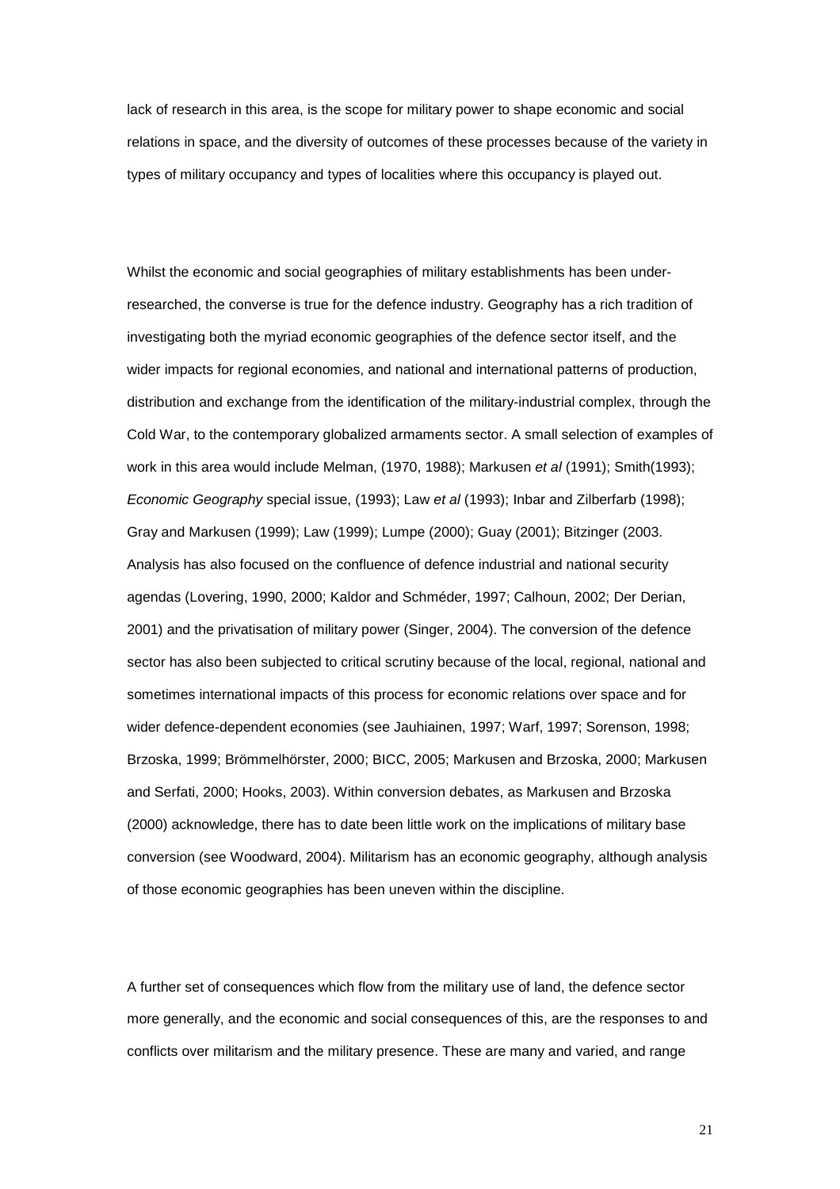lack of research in this area, is the scope for military power to shape economic and social relations in space, and the diversity of outcomes of these processes because of the variety in types of military occupancy and types of localities where this occupancy is played out.

Whilst the economic and social geographies of military establishments has been under-researched, the converse is true for the defence industry. Geography has a rich tradition of investigating both the myriad economic geographies of the defence sector itself, and the wider impacts for regional economies, and national and international patterns of production, distribution and exchange from the identification of the military-industrial complex, through the Cold War, to the contemporary globalized armaments sector. A small selection of examples of work in this area would include Melman, (1970, 1988); Markusen *et al* (1991); Smith(1993); *Economic Geography* special issue, (1993); Law *et al* (1993); Inbar and Zilberfarb (1998); Gray and Markusen (1999); Law (1999); Lumpe (2000); Guay (2001); Bitzinger (2003. Analysis has also focused on the confluence of defence industrial and national security agendas (Lovering, 1990, 2000; Kaldor and Schméder, 1997; Calhoun, 2002; Der Derian, 2001) and the privatisation of military power (Singer, 2004). The conversion of the defence sector has also been subjected to critical scrutiny because of the local, regional, national and sometimes international impacts of this process for economic relations over space and for wider defence-dependent economies (see Jauhiainen, 1997; Warf, 1997; Sorenson, 1998; Brzoska, 1999; Brömmelhörster, 2000; BICC, 2005; Markusen and Brzoska, 2000; Markusen and Serfati, 2000; Hooks, 2003). Within conversion debates, as Markusen and Brzoska (2000) acknowledge, there has to date been little work on the implications of military base conversion (see Woodward, 2004). Militarism has an economic geography, although analysis of those economic geographies has been uneven within the discipline.

A further set of consequences which flow from the military use of land, the defence sector more generally, and the economic and social consequences of this, are the responses to and conflicts over militarism and the military presence. These are many and varied, and range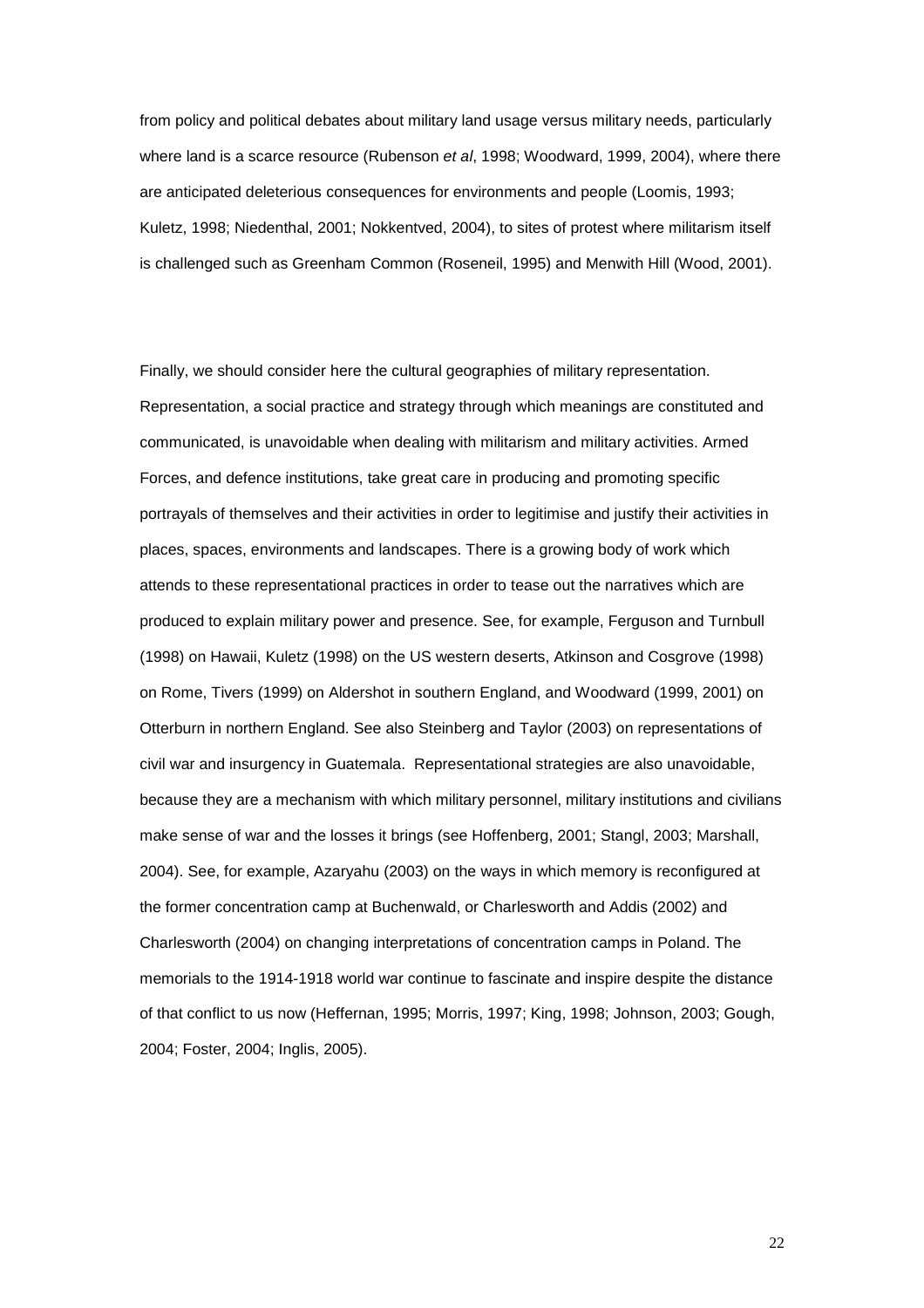from policy and political debates about military land usage versus military needs, particularly where land is a scarce resource (Rubenson *et al*, 1998; Woodward, 1999, 2004), where there are anticipated deleterious consequences for environments and people (Loomis, 1993; Kuletz, 1998; Niedenthal, 2001; Nokkentved, 2004), to sites of protest where militarism itself is challenged such as Greenham Common (Roseneil, 1995) and Menwith Hill (Wood, 2001).

Finally, we should consider here the cultural geographies of military representation. Representation, a social practice and strategy through which meanings are constituted and communicated, is unavoidable when dealing with militarism and military activities. Armed Forces, and defence institutions, take great care in producing and promoting specific portrayals of themselves and their activities in order to legitimise and justify their activities in places, spaces, environments and landscapes. There is a growing body of work which attends to these representational practices in order to tease out the narratives which are produced to explain military power and presence. See, for example, Ferguson and Turnbull (1998) on Hawaii, Kuletz (1998) on the US western deserts, Atkinson and Cosgrove (1998) on Rome, Tivers (1999) on Aldershot in southern England, and Woodward (1999, 2001) on Otterburn in northern England. See also Steinberg and Taylor (2003) on representations of civil war and insurgency in Guatemala. Representational strategies are also unavoidable, because they are a mechanism with which military personnel, military institutions and civilians make sense of war and the losses it brings (see Hoffenberg, 2001; Stangl, 2003; Marshall, 2004). See, for example, Azaryahu (2003) on the ways in which memory is reconfigured at the former concentration camp at Buchenwald, or Charlesworth and Addis (2002) and Charlesworth (2004) on changing interpretations of concentration camps in Poland. The memorials to the 1914-1918 world war continue to fascinate and inspire despite the distance of that conflict to us now (Heffernan, 1995; Morris, 1997; King, 1998; Johnson, 2003; Gough, 2004; Foster, 2004; Inglis, 2005).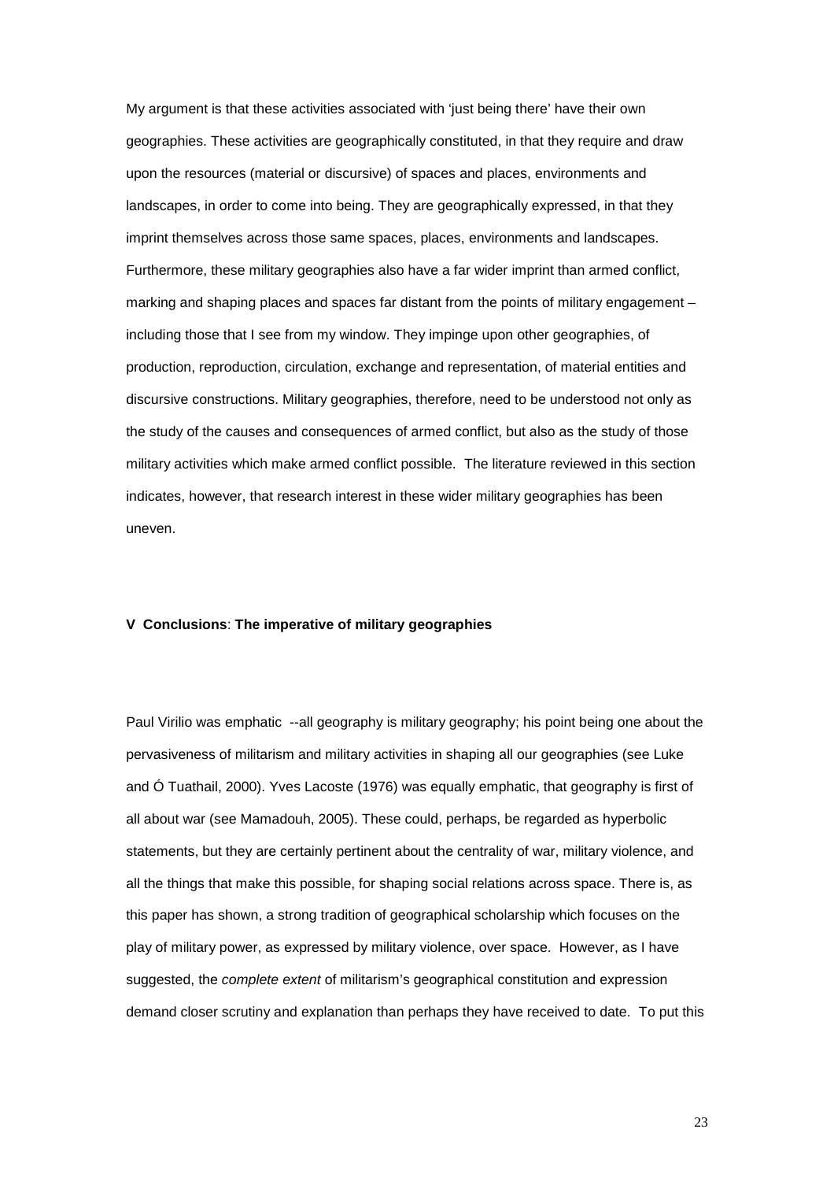My argument is that these activities associated with 'just being there' have their own geographies. These activities are geographically constituted, in that they require and draw upon the resources (material or discursive) of spaces and places, environments and landscapes, in order to come into being. They are geographically expressed, in that they imprint themselves across those same spaces, places, environments and landscapes. Furthermore, these military geographies also have a far wider imprint than armed conflict, marking and shaping places and spaces far distant from the points of military engagement – including those that I see from my window. They impinge upon other geographies, of production, reproduction, circulation, exchange and representation, of material entities and discursive constructions. Military geographies, therefore, need to be understood not only as the study of the causes and consequences of armed conflict, but also as the study of those military activities which make armed conflict possible. The literature reviewed in this section indicates, however, that research interest in these wider military geographies has been uneven.

## V Conclusions: The imperative of military geographies

Paul Virilio was emphatic --all geography is military geography; his point being one about the pervasiveness of militarism and military activities in shaping all our geographies (see Luke and Ó Tuathail, 2000). Yves Lacoste (1976) was equally emphatic, that geography is first of all about war (see Mamadouh, 2005). These could, perhaps, be regarded as hyperbolic statements, but they are certainly pertinent about the centrality of war, military violence, and all the things that make this possible, for shaping social relations across space. There is, as this paper has shown, a strong tradition of geographical scholarship which focuses on the play of military power, as expressed by military violence, over space. However, as I have suggested, the *complete extent* of militarism's geographical constitution and expression demand closer scrutiny and explanation than perhaps they have received to date. To put this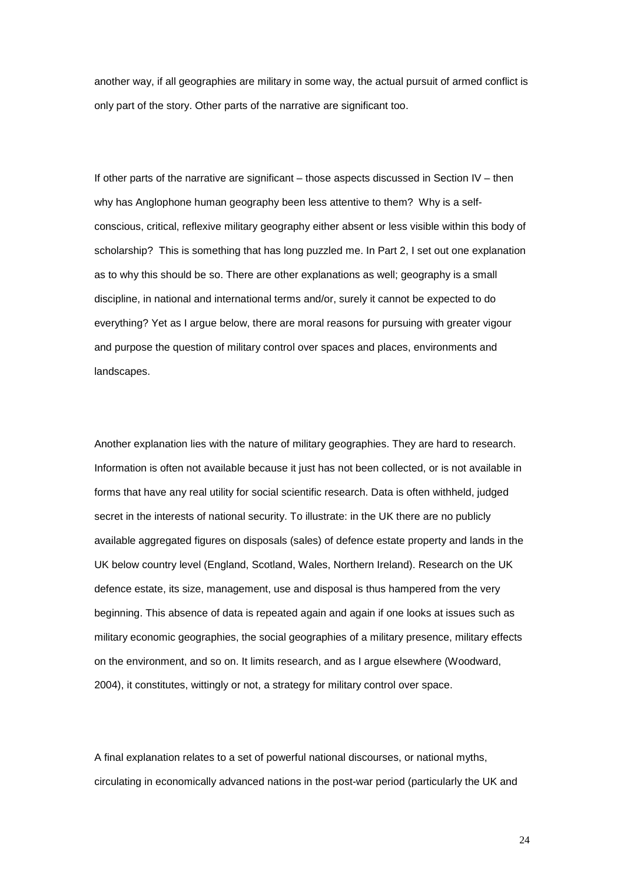another way, if all geographies are military in some way, the actual pursuit of armed conflict is only part of the story. Other parts of the narrative are significant too.

If other parts of the narrative are significant – those aspects discussed in Section IV – then why has Anglophone human geography been less attentive to them? Why is a self-conscious, critical, reflexive military geography either absent or less visible within this body of scholarship? This is something that has long puzzled me. In Part 2, I set out one explanation as to why this should be so. There are other explanations as well; geography is a small discipline, in national and international terms and/or, surely it cannot be expected to do everything? Yet as I argue below, there are moral reasons for pursuing with greater vigour and purpose the question of military control over spaces and places, environments and landscapes.

Another explanation lies with the nature of military geographies. They are hard to research. Information is often not available because it just has not been collected, or is not available in forms that have any real utility for social scientific research. Data is often withheld, judged secret in the interests of national security. To illustrate: in the UK there are no publicly available aggregated figures on disposals (sales) of defence estate property and lands in the UK below country level (England, Scotland, Wales, Northern Ireland). Research on the UK defence estate, its size, management, use and disposal is thus hampered from the very beginning. This absence of data is repeated again and again if one looks at issues such as military economic geographies, the social geographies of a military presence, military effects on the environment, and so on. It limits research, and as I argue elsewhere (Woodward, 2004), it constitutes, wittingly or not, a strategy for military control over space.

A final explanation relates to a set of powerful national discourses, or national myths, circulating in economically advanced nations in the post-war period (particularly the UK and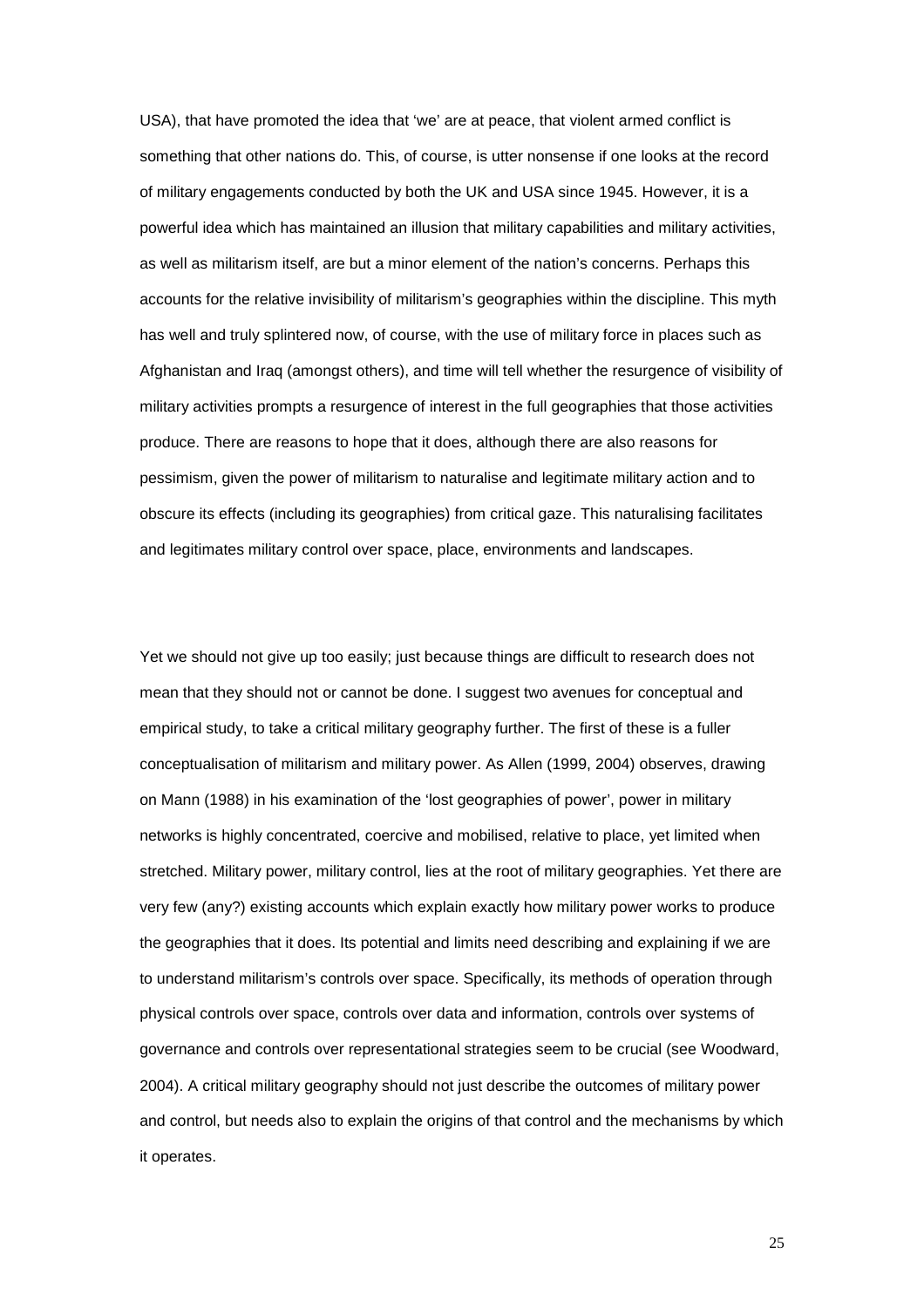USA), that have promoted the idea that 'we' are at peace, that violent armed conflict is something that other nations do. This, of course, is utter nonsense if one looks at the record of military engagements conducted by both the UK and USA since 1945. However, it is a powerful idea which has maintained an illusion that military capabilities and military activities, as well as militarism itself, are but a minor element of the nation's concerns. Perhaps this accounts for the relative invisibility of militarism's geographies within the discipline. This myth has well and truly splintered now, of course, with the use of military force in places such as Afghanistan and Iraq (amongst others), and time will tell whether the resurgence of visibility of military activities prompts a resurgence of interest in the full geographies that those activities produce. There are reasons to hope that it does, although there are also reasons for pessimism, given the power of militarism to naturalise and legitimate military action and to obscure its effects (including its geographies) from critical gaze. This naturalising facilitates and legitimates military control over space, place, environments and landscapes.

Yet we should not give up too easily; just because things are difficult to research does not mean that they should not or cannot be done. I suggest two avenues for conceptual and empirical study, to take a critical military geography further. The first of these is a fuller conceptualisation of militarism and military power. As Allen (1999, 2004) observes, drawing on Mann (1988) in his examination of the 'lost geographies of power', power in military networks is highly concentrated, coercive and mobilised, relative to place, yet limited when stretched. Military power, military control, lies at the root of military geographies. Yet there are very few (any?) existing accounts which explain exactly how military power works to produce the geographies that it does. Its potential and limits need describing and explaining if we are to understand militarism's controls over space. Specifically, its methods of operation through physical controls over space, controls over data and information, controls over systems of governance and controls over representational strategies seem to be crucial (see Woodward, 2004). A critical military geography should not just describe the outcomes of military power and control, but needs also to explain the origins of that control and the mechanisms by which it operates.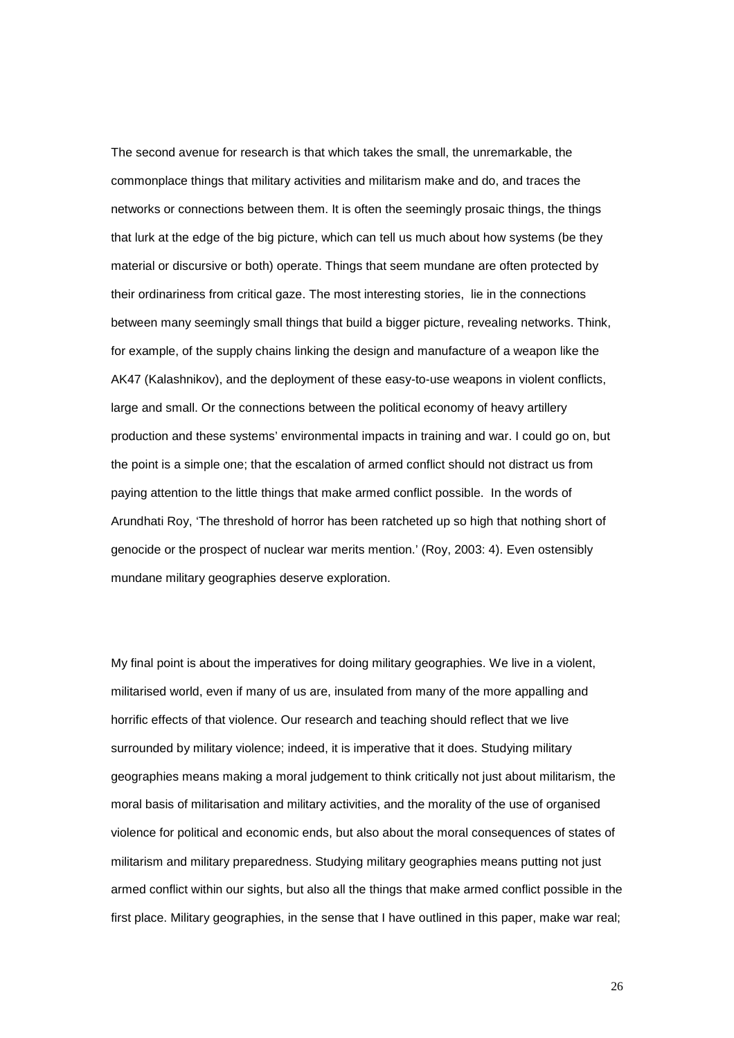The second avenue for research is that which takes the small, the unremarkable, the commonplace things that military activities and militarism make and do, and traces the networks or connections between them. It is often the seemingly prosaic things, the things that lurk at the edge of the big picture, which can tell us much about how systems (be they material or discursive or both) operate. Things that seem mundane are often protected by their ordinariness from critical gaze. The most interesting stories,  lie in the connections between many seemingly small things that build a bigger picture, revealing networks. Think, for example, of the supply chains linking the design and manufacture of a weapon like the AK47 (Kalashnikov), and the deployment of these easy-to-use weapons in violent conflicts, large and small. Or the connections between the political economy of heavy artillery production and these systems' environmental impacts in training and war. I could go on, but the point is a simple one; that the escalation of armed conflict should not distract us from paying attention to the little things that make armed conflict possible.  In the words of Arundhati Roy, 'The threshold of horror has been ratcheted up so high that nothing short of genocide or the prospect of nuclear war merits mention.' (Roy, 2003: 4). Even ostensibly mundane military geographies deserve exploration.

My final point is about the imperatives for doing military geographies. We live in a violent, militarised world, even if many of us are, insulated from many of the more appalling and horrific effects of that violence. Our research and teaching should reflect that we live surrounded by military violence; indeed, it is imperative that it does. Studying military geographies means making a moral judgement to think critically not just about militarism, the moral basis of militarisation and military activities, and the morality of the use of organised violence for political and economic ends, but also about the moral consequences of states of militarism and military preparedness. Studying military geographies means putting not just armed conflict within our sights, but also all the things that make armed conflict possible in the first place. Military geographies, in the sense that I have outlined in this paper, make war real;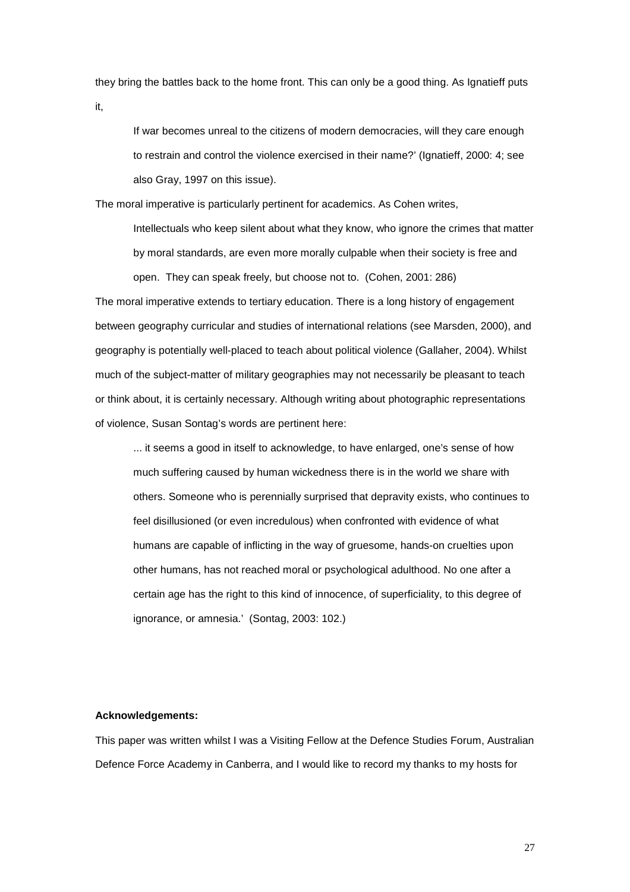they bring the battles back to the home front. This can only be a good thing. As Ignatieff puts it,

> If war becomes unreal to the citizens of modern democracies, will they care enough to restrain and control the violence exercised in their name?' (Ignatieff, 2000: 4; see also Gray, 1997 on this issue).

The moral imperative is particularly pertinent for academics. As Cohen writes,

> Intellectuals who keep silent about what they know, who ignore the crimes that matter by moral standards, are even more morally culpable when their society is free and open. They can speak freely, but choose not to. (Cohen, 2001: 286)

The moral imperative extends to tertiary education. There is a long history of engagement between geography curricular and studies of international relations (see Marsden, 2000), and geography is potentially well-placed to teach about political violence (Gallaher, 2004). Whilst much of the subject-matter of military geographies may not necessarily be pleasant to teach or think about, it is certainly necessary. Although writing about photographic representations of violence, Susan Sontag's words are pertinent here:

> ... it seems a good in itself to acknowledge, to have enlarged, one's sense of how much suffering caused by human wickedness there is in the world we share with others. Someone who is perennially surprised that depravity exists, who continues to feel disillusioned (or even incredulous) when confronted with evidence of what humans are capable of inflicting in the way of gruesome, hands-on cruelties upon other humans, has not reached moral or psychological adulthood. No one after a certain age has the right to this kind of innocence, of superficiality, to this degree of ignorance, or amnesia.' (Sontag, 2003: 102.)

**Acknowledgements:**

This paper was written whilst I was a Visiting Fellow at the Defence Studies Forum, Australian Defence Force Academy in Canberra, and I would like to record my thanks to my hosts for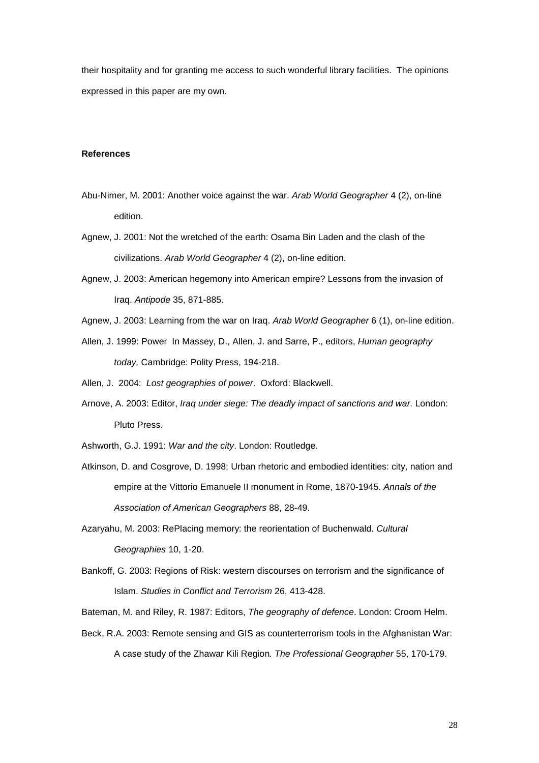their hospitality and for granting me access to such wonderful library facilities. The opinions expressed in this paper are my own.

**References**

Abu-Nimer, M. 2001: Another voice against the war. *Arab World Geographer* 4 (2), on-line edition.

Agnew, J. 2001: Not the wretched of the earth: Osama Bin Laden and the clash of the civilizations. *Arab World Geographer* 4 (2), on-line edition.

Agnew, J. 2003: American hegemony into American empire? Lessons from the invasion of Iraq. *Antipode* 35, 871-885.

Agnew, J. 2003: Learning from the war on Iraq. *Arab World Geographer* 6 (1), on-line edition.

Allen, J. 1999: Power In Massey, D., Allen, J. and Sarre, P., editors, *Human geography today,* Cambridge: Polity Press, 194-218.

Allen, J. 2004: *Lost geographies of power*. Oxford: Blackwell.

Arnove, A. 2003: Editor, *Iraq under siege: The deadly impact of sanctions and war.* London: Pluto Press.

Ashworth, G.J. 1991: *War and the city*. London: Routledge.

Atkinson, D. and Cosgrove, D. 1998: Urban rhetoric and embodied identities: city, nation and empire at the Vittorio Emanuele II monument in Rome, 1870-1945. *Annals of the Association of American Geographers* 88, 28-49.

Azaryahu, M. 2003: RePlacing memory: the reorientation of Buchenwald. *Cultural Geographies* 10, 1-20.

Bankoff, G. 2003: Regions of Risk: western discourses on terrorism and the significance of Islam. *Studies in Conflict and Terrorism* 26, 413-428.

Bateman, M. and Riley, R. 1987: Editors, *The geography of defence*. London: Croom Helm.

Beck, R.A. 2003: Remote sensing and GIS as counterterrorism tools in the Afghanistan War: A case study of the Zhawar Kili Region*. The Professional Geographer* 55, 170-179.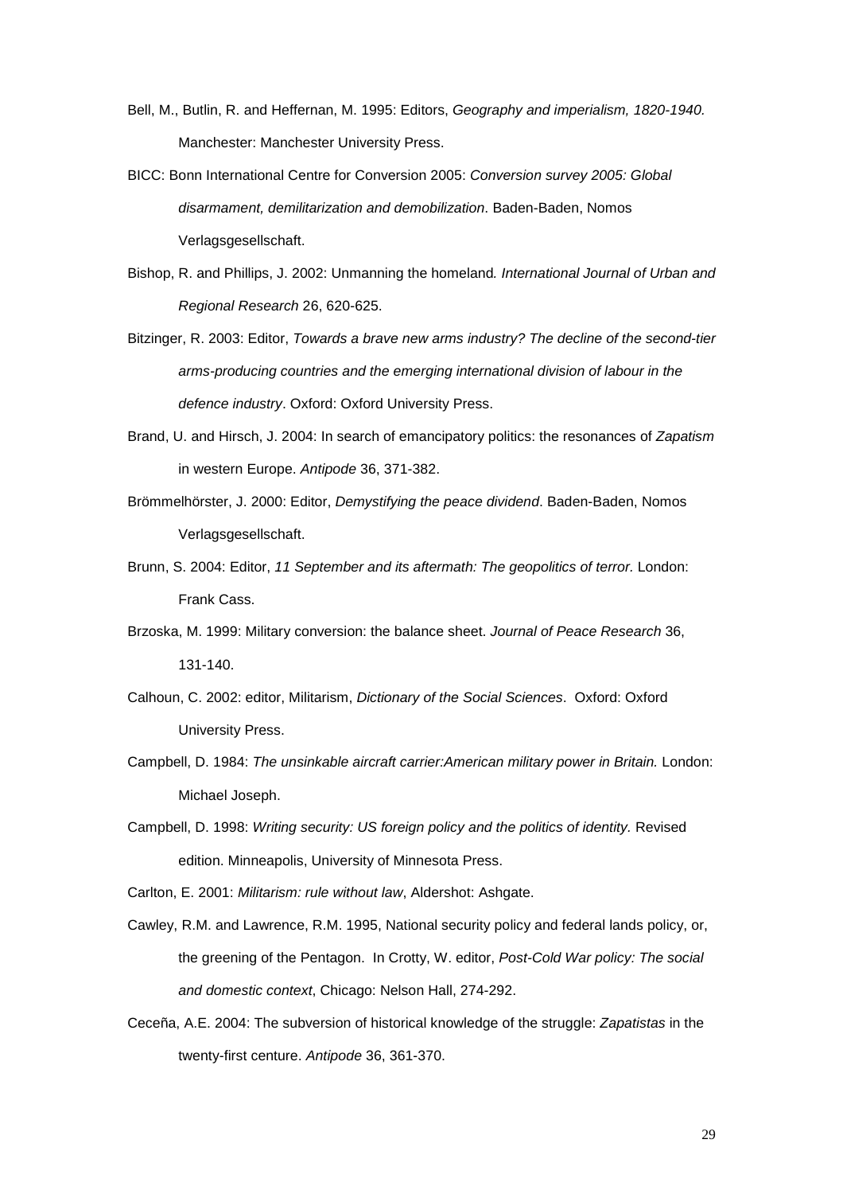Bell, M., Butlin, R. and Heffernan, M. 1995: Editors, *Geography and imperialism, 1820-1940.* Manchester: Manchester University Press.

BICC: Bonn International Centre for Conversion 2005: *Conversion survey 2005: Global disarmament, demilitarization and demobilization*. Baden-Baden, Nomos Verlagsgesellschaft.

Bishop, R. and Phillips, J. 2002: Unmanning the homeland*. International Journal of Urban and Regional Research* 26, 620-625.

Bitzinger, R. 2003: Editor, *Towards a brave new arms industry? The decline of the second-tier arms-producing countries and the emerging international division of labour in the defence industry*. Oxford: Oxford University Press.

Brand, U. and Hirsch, J. 2004: In search of emancipatory politics: the resonances of *Zapatism* in western Europe. *Antipode* 36, 371-382.

Brömmelhörster, J. 2000: Editor, *Demystifying the peace dividend*. Baden-Baden, Nomos Verlagsgesellschaft.

Brunn, S. 2004: Editor, *11 September and its aftermath: The geopolitics of terror.* London: Frank Cass.

Brzoska, M. 1999: Military conversion: the balance sheet. *Journal of Peace Research* 36, 131-140.

Calhoun, C. 2002: editor, Militarism, *Dictionary of the Social Sciences*. Oxford: Oxford University Press.

Campbell, D. 1984: *The unsinkable aircraft carrier:American military power in Britain.* London: Michael Joseph.

Campbell, D. 1998: *Writing security: US foreign policy and the politics of identity.* Revised edition. Minneapolis, University of Minnesota Press.

Carlton, E. 2001: *Militarism: rule without law*, Aldershot: Ashgate.

Cawley, R.M. and Lawrence, R.M. 1995, National security policy and federal lands policy, or, the greening of the Pentagon. In Crotty, W. editor, *Post-Cold War policy: The social and domestic context*, Chicago: Nelson Hall, 274-292.

Ceceña, A.E. 2004: The subversion of historical knowledge of the struggle: *Zapatistas* in the twenty-first centure. *Antipode* 36, 361-370.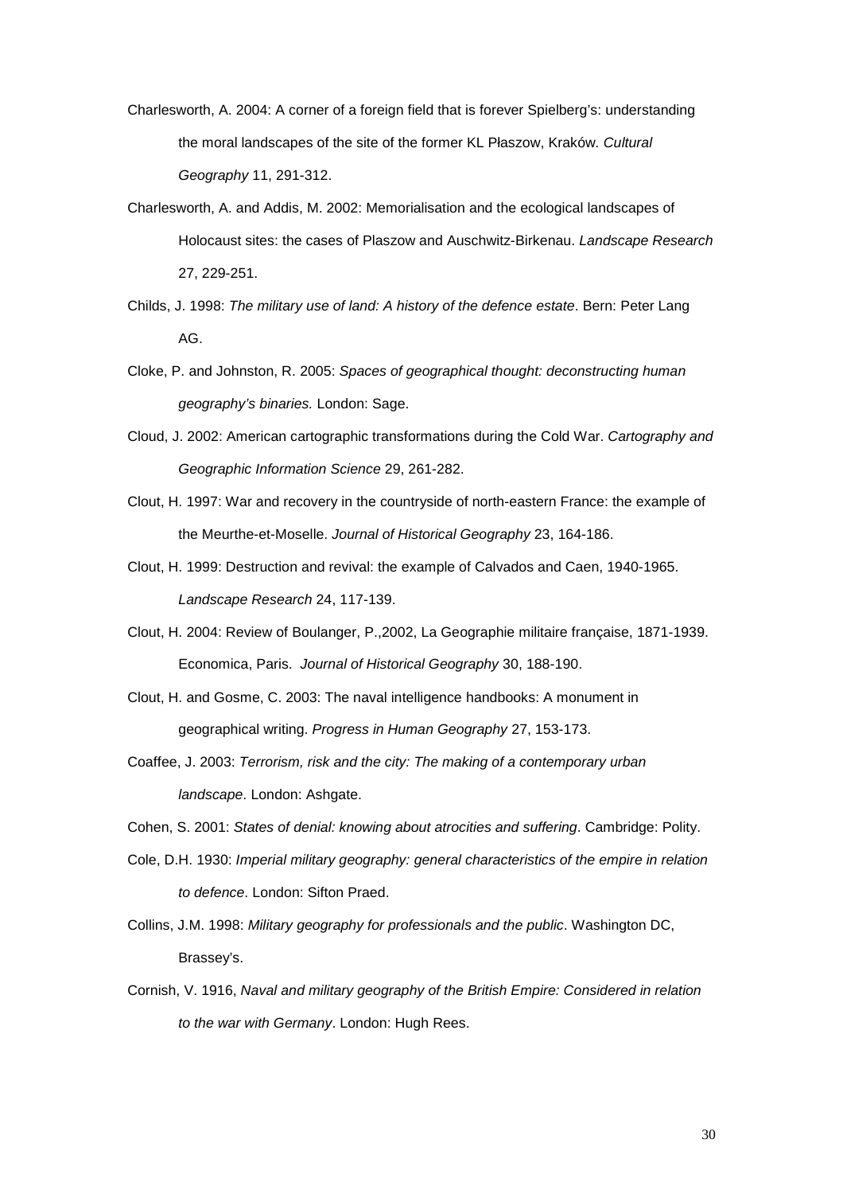Charlesworth, A. 2004: A corner of a foreign field that is forever Spielberg's: understanding the moral landscapes of the site of the former KL Płaszow, Kraków. *Cultural Geography* 11, 291-312.

Charlesworth, A. and Addis, M. 2002: Memorialisation and the ecological landscapes of Holocaust sites: the cases of Plaszow and Auschwitz-Birkenau. *Landscape Research* 27, 229-251.

Childs, J. 1998: *The military use of land: A history of the defence estate*. Bern: Peter Lang AG.

Cloke, P. and Johnston, R. 2005: *Spaces of geographical thought: deconstructing human geography's binaries.* London: Sage.

Cloud, J. 2002: American cartographic transformations during the Cold War. *Cartography and Geographic Information Science* 29, 261-282.

Clout, H. 1997: War and recovery in the countryside of north-eastern France: the example of the Meurthe-et-Moselle. *Journal of Historical Geography* 23, 164-186.

Clout, H. 1999: Destruction and revival: the example of Calvados and Caen, 1940-1965. *Landscape Research* 24, 117-139.

Clout, H. 2004: Review of Boulanger, P.,2002, La Geographie militaire française, 1871-1939. Economica, Paris. *Journal of Historical Geography* 30, 188-190.

Clout, H. and Gosme, C. 2003: The naval intelligence handbooks: A monument in geographical writing. *Progress in Human Geography* 27, 153-173.

Coaffee, J. 2003: *Terrorism, risk and the city: The making of a contemporary urban landscape*. London: Ashgate.

Cohen, S. 2001: *States of denial: knowing about atrocities and suffering*. Cambridge: Polity.

Cole, D.H. 1930: *Imperial military geography: general characteristics of the empire in relation to defence*. London: Sifton Praed.

Collins, J.M. 1998: *Military geography for professionals and the public*. Washington DC, Brassey's.

Cornish, V. 1916, *Naval and military geography of the British Empire: Considered in relation to the war with Germany*. London: Hugh Rees.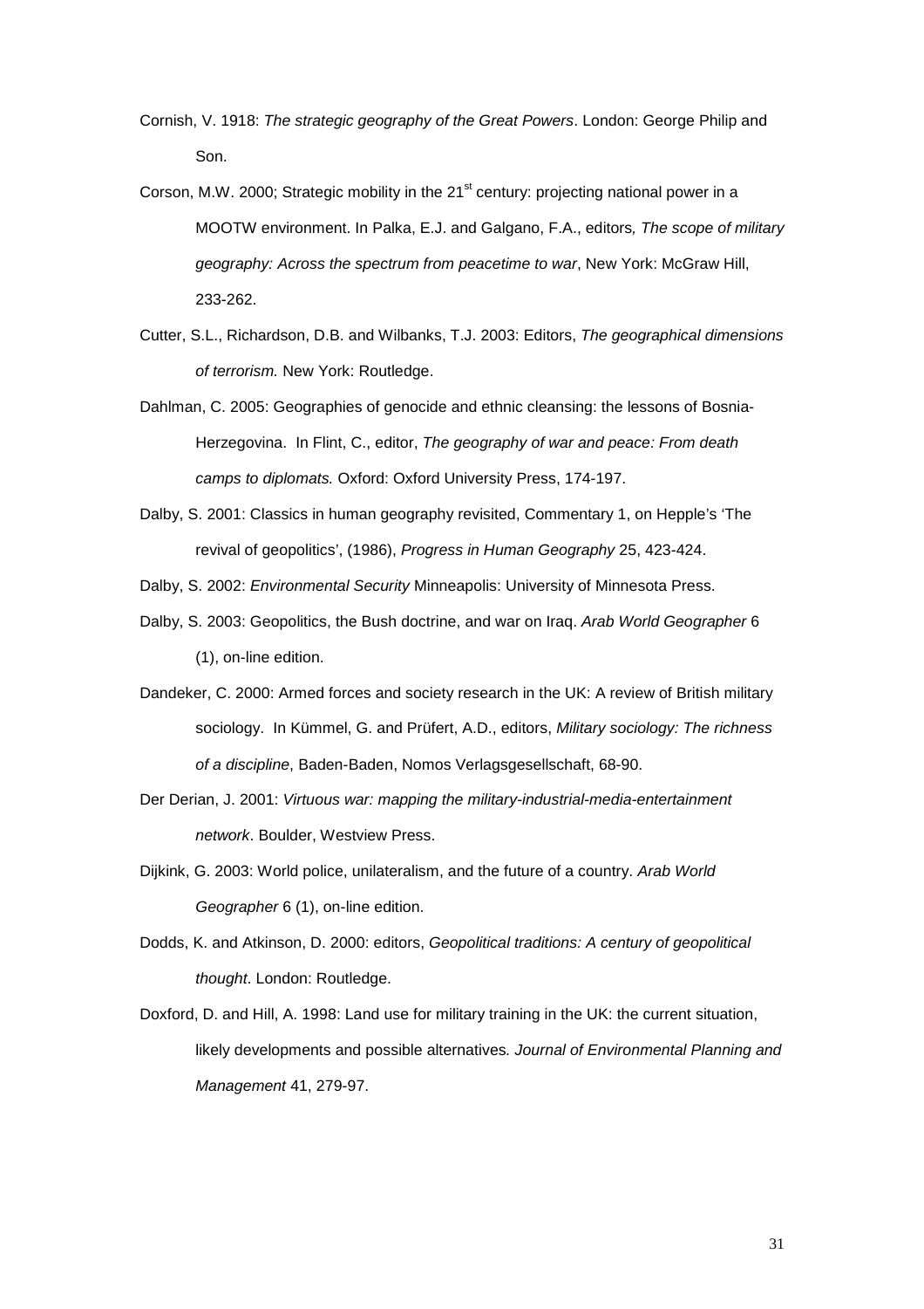Cornish, V. 1918: *The strategic geography of the Great Powers*. London: George Philip and Son.

Corson, M.W. 2000; Strategic mobility in the 21st century: projecting national power in a MOOTW environment. In Palka, E.J. and Galgano, F.A., editors*, The scope of military geography: Across the spectrum from peacetime to war*, New York: McGraw Hill, 233-262.

Cutter, S.L., Richardson, D.B. and Wilbanks, T.J. 2003: Editors, *The geographical dimensions of terrorism.* New York: Routledge.

Dahlman, C. 2005: Geographies of genocide and ethnic cleansing: the lessons of Bosnia-Herzegovina. In Flint, C., editor, *The geography of war and peace: From death camps to diplomats.* Oxford: Oxford University Press, 174-197.

Dalby, S. 2001: Classics in human geography revisited, Commentary 1, on Hepple's 'The revival of geopolitics', (1986), *Progress in Human Geography* 25, 423-424.

Dalby, S. 2002: *Environmental Security* Minneapolis: University of Minnesota Press.

Dalby, S. 2003: Geopolitics, the Bush doctrine, and war on Iraq. *Arab World Geographer* 6 (1), on-line edition.

Dandeker, C. 2000: Armed forces and society research in the UK: A review of British military sociology. In Kümmel, G. and Prüfert, A.D., editors, *Military sociology: The richness of a discipline*, Baden-Baden, Nomos Verlagsgesellschaft, 68-90.

Der Derian, J. 2001: *Virtuous war: mapping the military-industrial-media-entertainment network*. Boulder, Westview Press.

Dijkink, G. 2003: World police, unilateralism, and the future of a country. *Arab World Geographer* 6 (1), on-line edition.

Dodds, K. and Atkinson, D. 2000: editors, *Geopolitical traditions: A century of geopolitical thought*. London: Routledge.

Doxford, D. and Hill, A. 1998: Land use for military training in the UK: the current situation, likely developments and possible alternatives*. Journal of Environmental Planning and Management* 41, 279-97.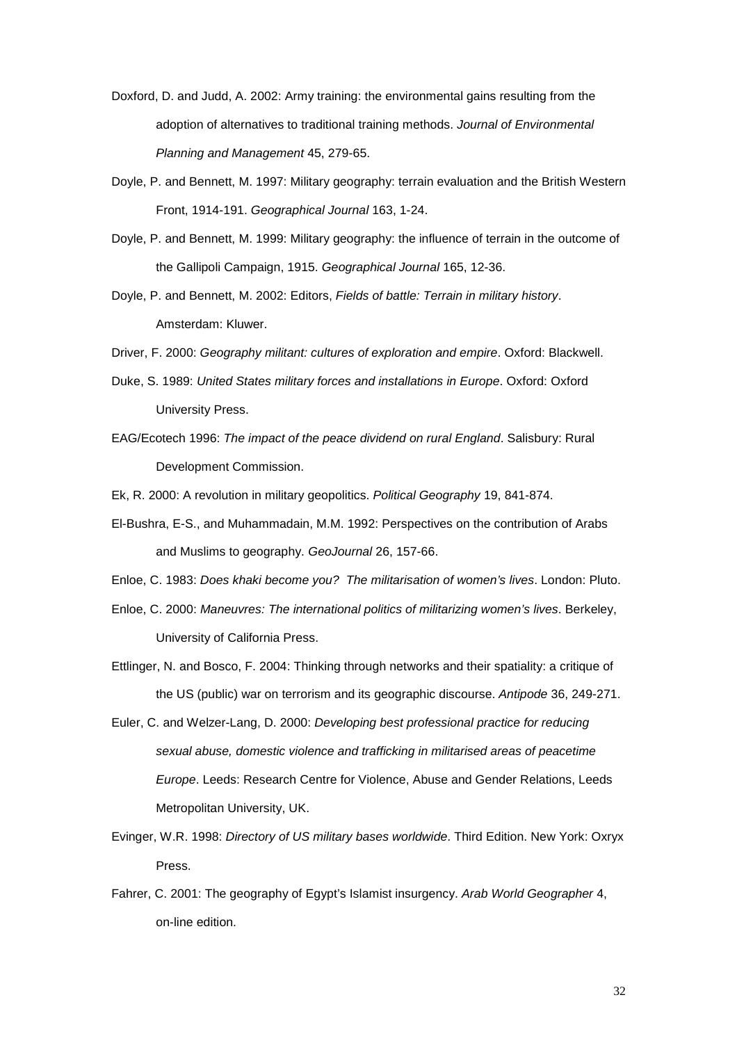Doxford, D. and Judd, A. 2002: Army training: the environmental gains resulting from the adoption of alternatives to traditional training methods. *Journal of Environmental Planning and Management* 45, 279-65.

Doyle, P. and Bennett, M. 1997: Military geography: terrain evaluation and the British Western Front, 1914-191. *Geographical Journal* 163, 1-24.

Doyle, P. and Bennett, M. 1999: Military geography: the influence of terrain in the outcome of the Gallipoli Campaign, 1915. *Geographical Journal* 165, 12-36.

Doyle, P. and Bennett, M. 2002: Editors, *Fields of battle: Terrain in military history*. Amsterdam: Kluwer.

Driver, F. 2000: *Geography militant: cultures of exploration and empire*. Oxford: Blackwell.

Duke, S. 1989: *United States military forces and installations in Europe*. Oxford: Oxford University Press.

EAG/Ecotech 1996: *The impact of the peace dividend on rural England*. Salisbury: Rural Development Commission.

Ek, R. 2000: A revolution in military geopolitics. *Political Geography* 19, 841-874.

El-Bushra, E-S., and Muhammadain, M.M. 1992: Perspectives on the contribution of Arabs and Muslims to geography. *GeoJournal* 26, 157-66.

Enloe, C. 1983: *Does khaki become you? The militarisation of women's lives*. London: Pluto.

Enloe, C. 2000: *Maneuvres: The international politics of militarizing women's lives*. Berkeley, University of California Press.

Ettlinger, N. and Bosco, F. 2004: Thinking through networks and their spatiality: a critique of the US (public) war on terrorism and its geographic discourse. *Antipode* 36, 249-271.

Euler, C. and Welzer-Lang, D. 2000: *Developing best professional practice for reducing sexual abuse, domestic violence and trafficking in militarised areas of peacetime Europe*. Leeds: Research Centre for Violence, Abuse and Gender Relations, Leeds Metropolitan University, UK.

Evinger, W.R. 1998: *Directory of US military bases worldwide*. Third Edition. New York: Oxryx Press.

Fahrer, C. 2001: The geography of Egypt's Islamist insurgency. *Arab World Geographer* 4, on-line edition.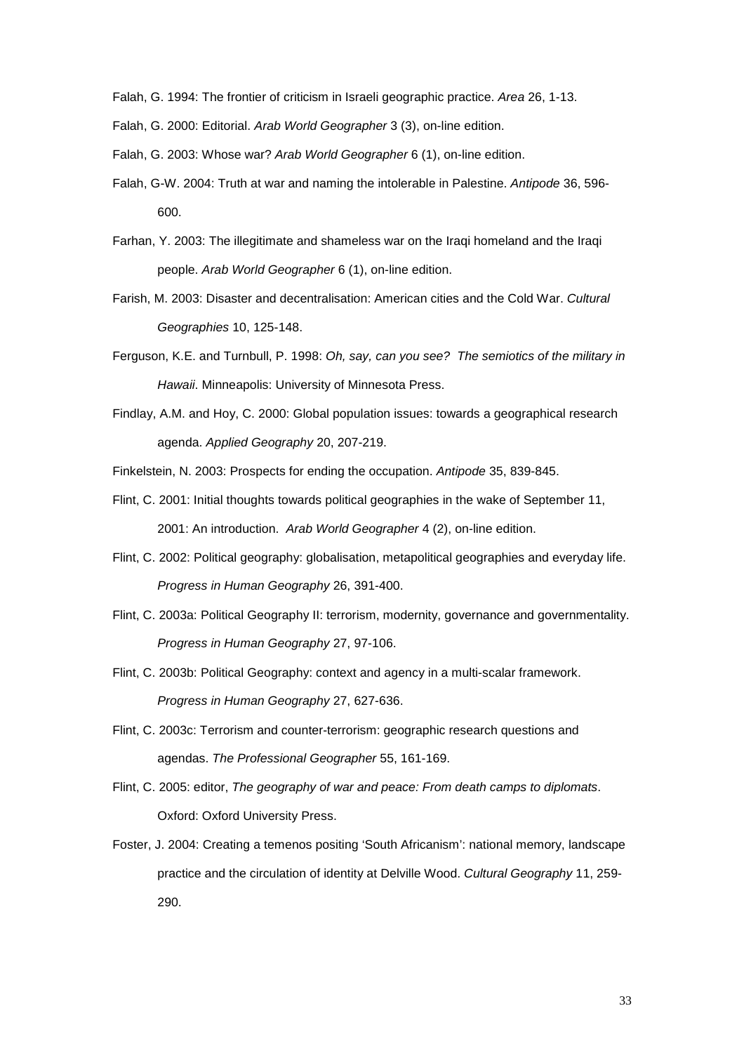Falah, G. 1994: The frontier of criticism in Israeli geographic practice. *Area* 26, 1-13.

Falah, G. 2000: Editorial. *Arab World Geographer* 3 (3), on-line edition.

Falah, G. 2003: Whose war? *Arab World Geographer* 6 (1), on-line edition.

Falah, G-W. 2004: Truth at war and naming the intolerable in Palestine. *Antipode* 36, 596-600.

Farhan, Y. 2003: The illegitimate and shameless war on the Iraqi homeland and the Iraqi people. *Arab World Geographer* 6 (1), on-line edition.

Farish, M. 2003: Disaster and decentralisation: American cities and the Cold War. *Cultural Geographies* 10, 125-148.

Ferguson, K.E. and Turnbull, P. 1998: *Oh, say, can you see? The semiotics of the military in Hawaii*. Minneapolis: University of Minnesota Press.

Findlay, A.M. and Hoy, C. 2000: Global population issues: towards a geographical research agenda. *Applied Geography* 20, 207-219.

Finkelstein, N. 2003: Prospects for ending the occupation. *Antipode* 35, 839-845.

Flint, C. 2001: Initial thoughts towards political geographies in the wake of September 11, 2001: An introduction. *Arab World Geographer* 4 (2), on-line edition.

Flint, C. 2002: Political geography: globalisation, metapolitical geographies and everyday life. *Progress in Human Geography* 26, 391-400.

Flint, C. 2003a: Political Geography II: terrorism, modernity, governance and governmentality. *Progress in Human Geography* 27, 97-106.

Flint, C. 2003b: Political Geography: context and agency in a multi-scalar framework. *Progress in Human Geography* 27, 627-636.

Flint, C. 2003c: Terrorism and counter-terrorism: geographic research questions and agendas. *The Professional Geographer* 55, 161-169.

Flint, C. 2005: editor, *The geography of war and peace: From death camps to diplomats*. Oxford: Oxford University Press.

Foster, J. 2004: Creating a temenos positing 'South Africanism': national memory, landscape practice and the circulation of identity at Delville Wood. *Cultural Geography* 11, 259-290.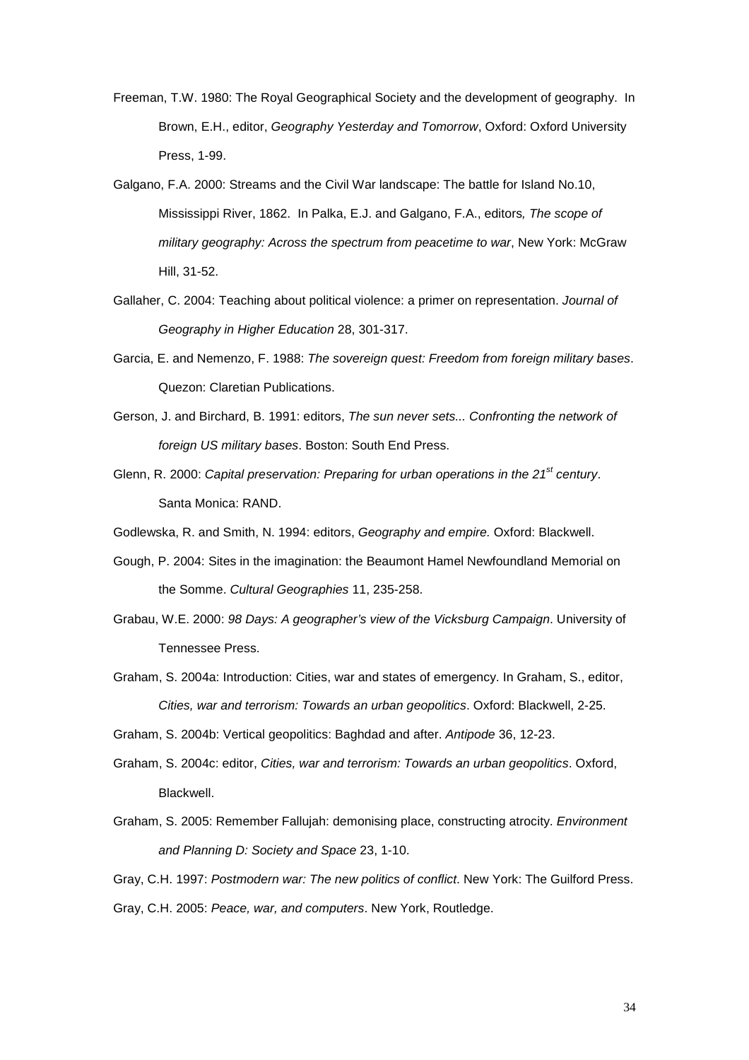Freeman, T.W. 1980: The Royal Geographical Society and the development of geography. In Brown, E.H., editor, *Geography Yesterday and Tomorrow*, Oxford: Oxford University Press, 1-99.

Galgano, F.A. 2000: Streams and the Civil War landscape: The battle for Island No.10, Mississippi River, 1862. In Palka, E.J. and Galgano, F.A., editors*, The scope of military geography: Across the spectrum from peacetime to war*, New York: McGraw Hill, 31-52.

Gallaher, C. 2004: Teaching about political violence: a primer on representation. *Journal of Geography in Higher Education* 28, 301-317.

Garcia, E. and Nemenzo, F. 1988: *The sovereign quest: Freedom from foreign military bases*. Quezon: Claretian Publications.

Gerson, J. and Birchard, B. 1991: editors, *The sun never sets... Confronting the network of foreign US military bases*. Boston: South End Press.

Glenn, R. 2000: *Capital preservation: Preparing for urban operations in the 21st century*. Santa Monica: RAND.

Godlewska, R. and Smith, N. 1994: editors, *Geography and empire.* Oxford: Blackwell.

Gough, P. 2004: Sites in the imagination: the Beaumont Hamel Newfoundland Memorial on the Somme. *Cultural Geographies* 11, 235-258.

Grabau, W.E. 2000: *98 Days: A geographer's view of the Vicksburg Campaign*. University of Tennessee Press.

Graham, S. 2004a: Introduction: Cities, war and states of emergency. In Graham, S., editor, *Cities, war and terrorism: Towards an urban geopolitics*. Oxford: Blackwell, 2-25.

Graham, S. 2004b: Vertical geopolitics: Baghdad and after. *Antipode* 36, 12-23.

Graham, S. 2004c: editor, *Cities, war and terrorism: Towards an urban geopolitics*. Oxford, Blackwell.

Graham, S. 2005: Remember Fallujah: demonising place, constructing atrocity. *Environment and Planning D: Society and Space* 23, 1-10.

Gray, C.H. 1997: *Postmodern war: The new politics of conflict*. New York: The Guilford Press.

Gray, C.H. 2005: *Peace, war, and computers*. New York, Routledge.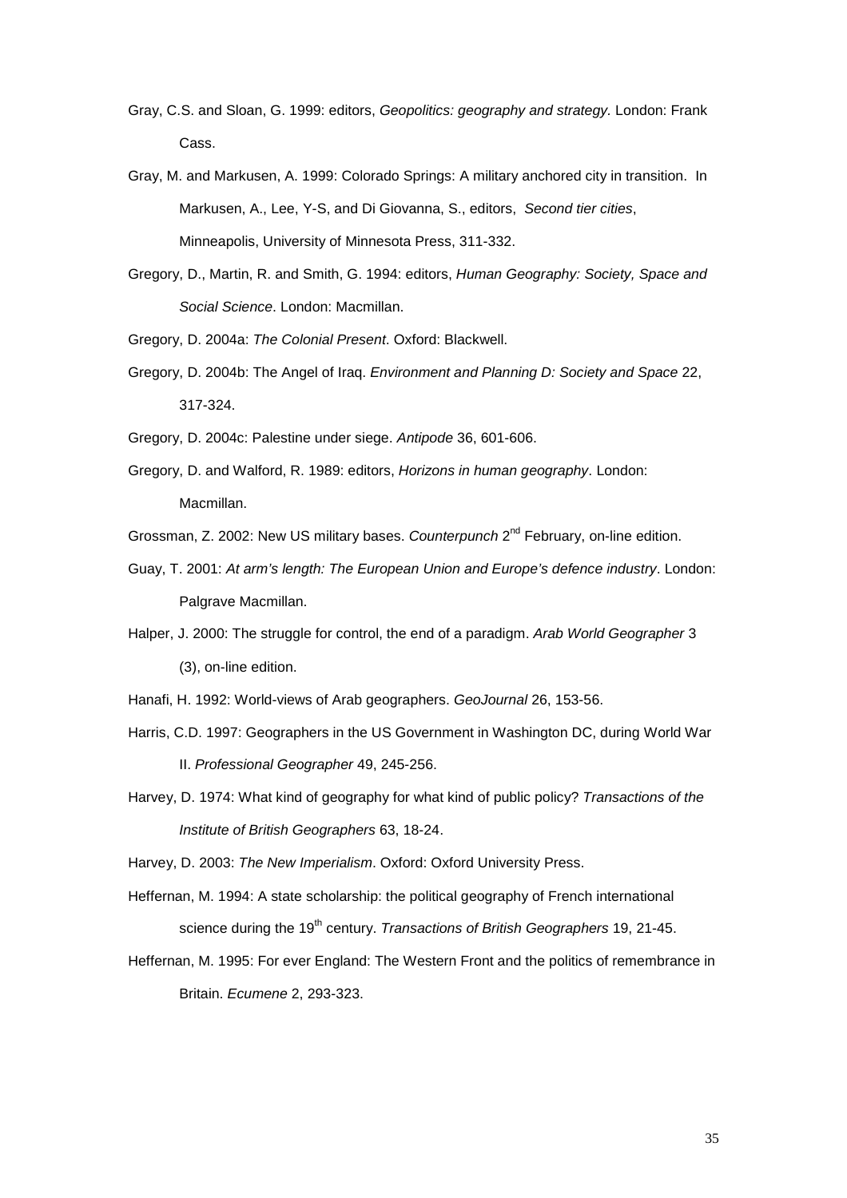Gray, C.S. and Sloan, G. 1999: editors, *Geopolitics: geography and strategy.* London: Frank Cass.

Gray, M. and Markusen, A. 1999: Colorado Springs: A military anchored city in transition. In Markusen, A., Lee, Y-S, and Di Giovanna, S., editors, *Second tier cities*, Minneapolis, University of Minnesota Press, 311-332.

Gregory, D., Martin, R. and Smith, G. 1994: editors, *Human Geography: Society, Space and Social Science*. London: Macmillan.

Gregory, D. 2004a: *The Colonial Present*. Oxford: Blackwell.

Gregory, D. 2004b: The Angel of Iraq. *Environment and Planning D: Society and Space* 22, 317-324.

Gregory, D. 2004c: Palestine under siege. *Antipode* 36, 601-606.

Gregory, D. and Walford, R. 1989: editors, *Horizons in human geography*. London: Macmillan.

Grossman, Z. 2002: New US military bases. *Counterpunch* 2nd February, on-line edition.

Guay, T. 2001: *At arm's length: The European Union and Europe's defence industry*. London: Palgrave Macmillan.

Halper, J. 2000: The struggle for control, the end of a paradigm. *Arab World Geographer* 3 (3), on-line edition.

Hanafi, H. 1992: World-views of Arab geographers. *GeoJournal* 26, 153-56.

Harris, C.D. 1997: Geographers in the US Government in Washington DC, during World War II. *Professional Geographer* 49, 245-256.

Harvey, D. 1974: What kind of geography for what kind of public policy? *Transactions of the Institute of British Geographers* 63, 18-24.

Harvey, D. 2003: *The New Imperialism*. Oxford: Oxford University Press.

Heffernan, M. 1994: A state scholarship: the political geography of French international science during the 19th century. *Transactions of British Geographers* 19, 21-45.

Heffernan, M. 1995: For ever England: The Western Front and the politics of remembrance in Britain. *Ecumene* 2, 293-323.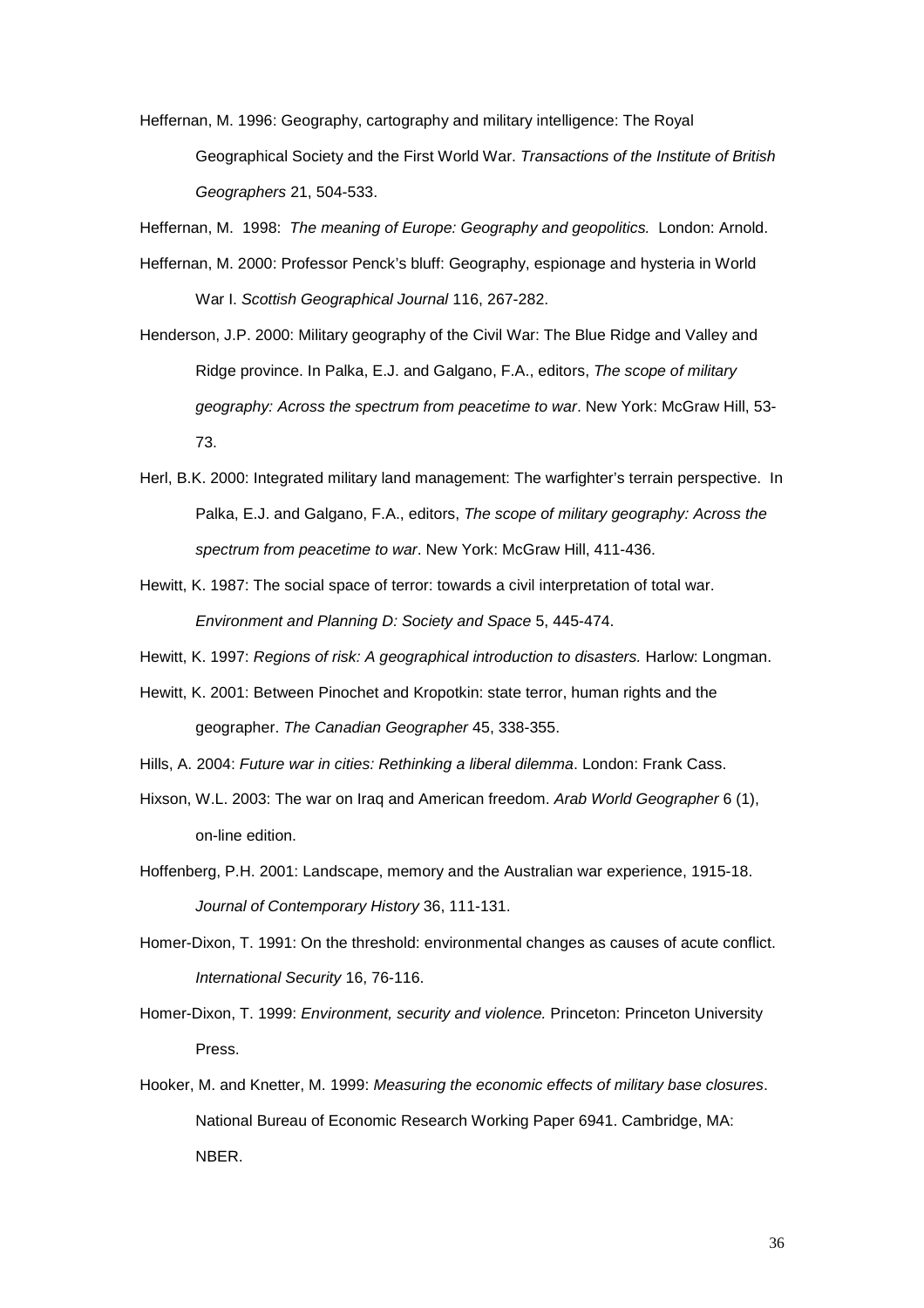Heffernan, M. 1996: Geography, cartography and military intelligence: The Royal Geographical Society and the First World War. *Transactions of the Institute of British Geographers* 21, 504-533.

Heffernan, M. 1998: *The meaning of Europe: Geography and geopolitics.* London: Arnold.

Heffernan, M. 2000: Professor Penck's bluff: Geography, espionage and hysteria in World War I. *Scottish Geographical Journal* 116, 267-282.

Henderson, J.P. 2000: Military geography of the Civil War: The Blue Ridge and Valley and Ridge province. In Palka, E.J. and Galgano, F.A., editors, *The scope of military geography: Across the spectrum from peacetime to war*. New York: McGraw Hill, 53-73.

Herl, B.K. 2000: Integrated military land management: The warfighter's terrain perspective. In Palka, E.J. and Galgano, F.A., editors, *The scope of military geography: Across the spectrum from peacetime to war*. New York: McGraw Hill, 411-436.

Hewitt, K. 1987: The social space of terror: towards a civil interpretation of total war. *Environment and Planning D: Society and Space* 5, 445-474.

Hewitt, K. 1997: *Regions of risk: A geographical introduction to disasters.* Harlow: Longman.

Hewitt, K. 2001: Between Pinochet and Kropotkin: state terror, human rights and the geographer. *The Canadian Geographer* 45, 338-355.

Hills, A. 2004: *Future war in cities: Rethinking a liberal dilemma*. London: Frank Cass.

Hixson, W.L. 2003: The war on Iraq and American freedom. *Arab World Geographer* 6 (1), on-line edition.

Hoffenberg, P.H. 2001: Landscape, memory and the Australian war experience, 1915-18. *Journal of Contemporary History* 36, 111-131.

Homer-Dixon, T. 1991: On the threshold: environmental changes as causes of acute conflict. *International Security* 16, 76-116.

Homer-Dixon, T. 1999: *Environment, security and violence.* Princeton: Princeton University Press.

Hooker, M. and Knetter, M. 1999: *Measuring the economic effects of military base closures*. National Bureau of Economic Research Working Paper 6941. Cambridge, MA: NBER.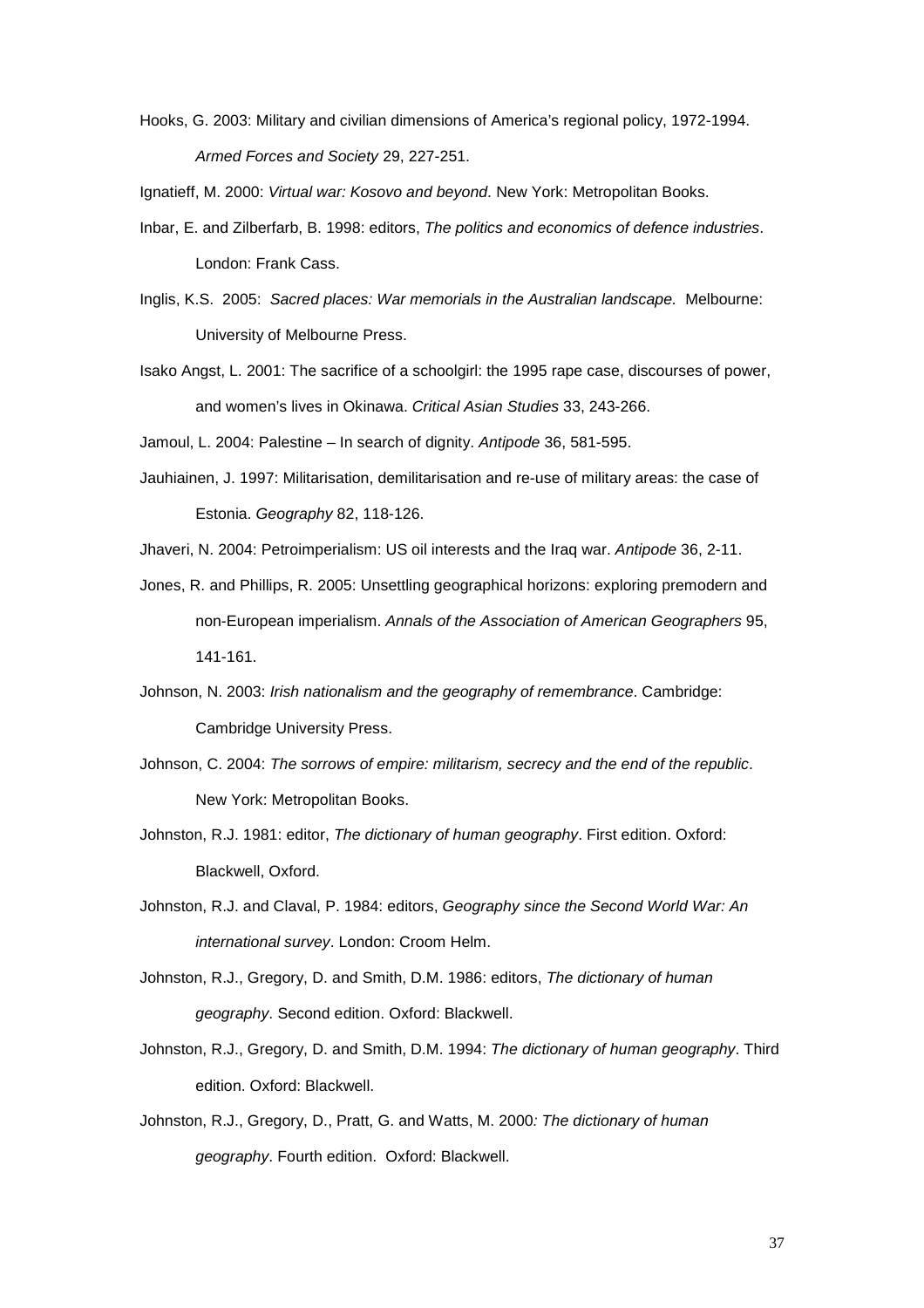Hooks, G. 2003: Military and civilian dimensions of America's regional policy, 1972-1994. *Armed Forces and Society* 29, 227-251.

Ignatieff, M. 2000: *Virtual war: Kosovo and beyond*. New York: Metropolitan Books.

Inbar, E. and Zilberfarb, B. 1998: editors, *The politics and economics of defence industries*. London: Frank Cass.

Inglis, K.S. 2005: *Sacred places: War memorials in the Australian landscape.* Melbourne: University of Melbourne Press.

Isako Angst, L. 2001: The sacrifice of a schoolgirl: the 1995 rape case, discourses of power, and women's lives in Okinawa. *Critical Asian Studies* 33, 243-266.

Jamoul, L. 2004: Palestine – In search of dignity. *Antipode* 36, 581-595.

Jauhiainen, J. 1997: Militarisation, demilitarisation and re-use of military areas: the case of Estonia. *Geography* 82, 118-126.

Jhaveri, N. 2004: Petroimperialism: US oil interests and the Iraq war. *Antipode* 36, 2-11.

Jones, R. and Phillips, R. 2005: Unsettling geographical horizons: exploring premodern and non-European imperialism. *Annals of the Association of American Geographers* 95, 141-161.

Johnson, N. 2003: *Irish nationalism and the geography of remembrance*. Cambridge: Cambridge University Press.

Johnson, C. 2004: *The sorrows of empire: militarism, secrecy and the end of the republic*. New York: Metropolitan Books.

Johnston, R.J. 1981: editor, *The dictionary of human geography*. First edition. Oxford: Blackwell, Oxford.

Johnston, R.J. and Claval, P. 1984: editors, *Geography since the Second World War: An international survey*. London: Croom Helm.

Johnston, R.J., Gregory, D. and Smith, D.M. 1986: editors, *The dictionary of human geography*. Second edition. Oxford: Blackwell.

Johnston, R.J., Gregory, D. and Smith, D.M. 1994: *The dictionary of human geography*. Third edition. Oxford: Blackwell.

Johnston, R.J., Gregory, D., Pratt, G. and Watts, M. 2000*: The dictionary of human geography*. Fourth edition. Oxford: Blackwell.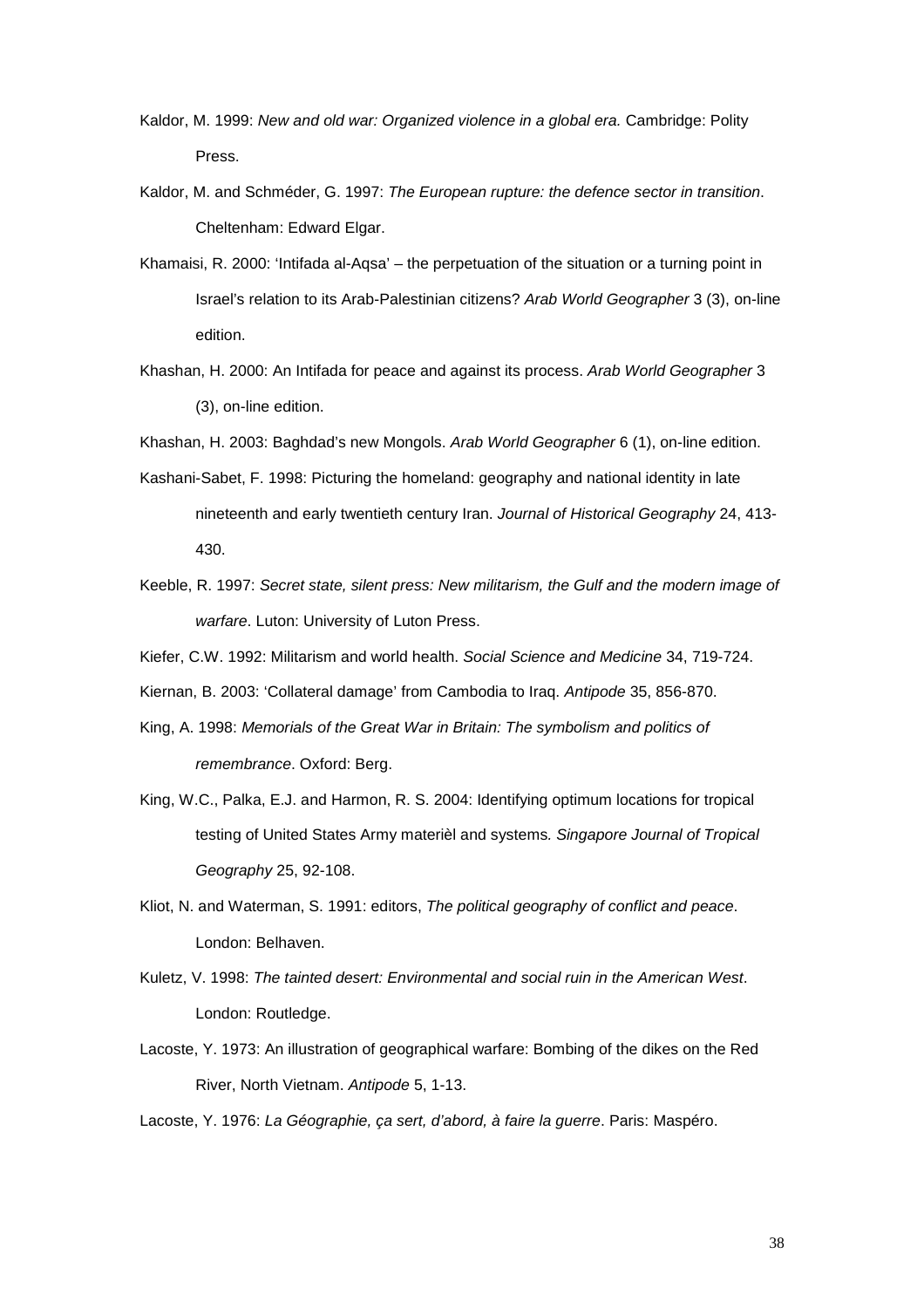Kaldor, M. 1999: *New and old war: Organized violence in a global era.* Cambridge: Polity Press.

Kaldor, M. and Schméder, G. 1997: *The European rupture: the defence sector in transition*. Cheltenham: Edward Elgar.

Khamaisi, R. 2000: 'Intifada al-Aqsa' – the perpetuation of the situation or a turning point in Israel's relation to its Arab-Palestinian citizens? *Arab World Geographer* 3 (3), on-line edition.

Khashan, H. 2000: An Intifada for peace and against its process. *Arab World Geographer* 3 (3), on-line edition.

Khashan, H. 2003: Baghdad's new Mongols. *Arab World Geographer* 6 (1), on-line edition.

Kashani-Sabet, F. 1998: Picturing the homeland: geography and national identity in late nineteenth and early twentieth century Iran. *Journal of Historical Geography* 24, 413-430.

Keeble, R. 1997: *Secret state, silent press: New militarism, the Gulf and the modern image of warfare*. Luton: University of Luton Press.

Kiefer, C.W. 1992: Militarism and world health. *Social Science and Medicine* 34, 719-724.

Kiernan, B. 2003: 'Collateral damage' from Cambodia to Iraq. *Antipode* 35, 856-870.

King, A. 1998: *Memorials of the Great War in Britain: The symbolism and politics of remembrance*. Oxford: Berg.

King, W.C., Palka, E.J. and Harmon, R. S. 2004: Identifying optimum locations for tropical testing of United States Army materièl and systems. *Singapore Journal of Tropical Geography* 25, 92-108.

Kliot, N. and Waterman, S. 1991: editors, *The political geography of conflict and peace*. London: Belhaven.

Kuletz, V. 1998: *The tainted desert: Environmental and social ruin in the American West*. London: Routledge.

Lacoste, Y. 1973: An illustration of geographical warfare: Bombing of the dikes on the Red River, North Vietnam. *Antipode* 5, 1-13.

Lacoste, Y. 1976: *La Géographie, ça sert, d'abord, à faire la guerre*. Paris: Maspéro.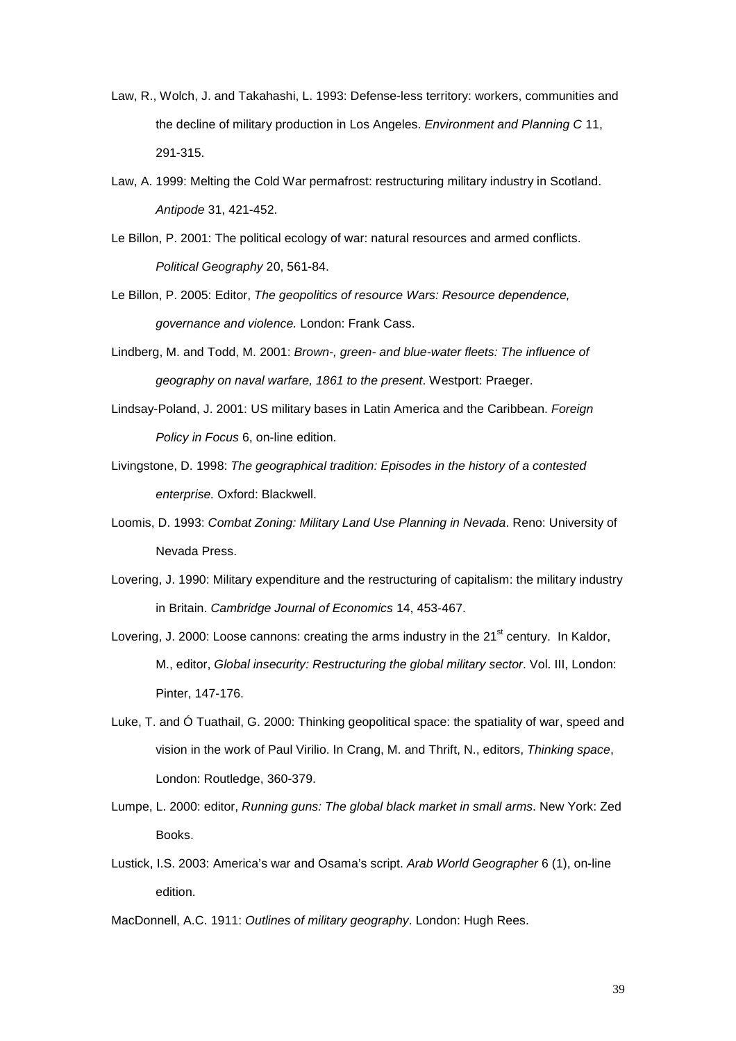Law, R., Wolch, J. and Takahashi, L. 1993: Defense-less territory: workers, communities and the decline of military production in Los Angeles. *Environment and Planning C* 11, 291-315.

Law, A. 1999: Melting the Cold War permafrost: restructuring military industry in Scotland. *Antipode* 31, 421-452.

Le Billon, P. 2001: The political ecology of war: natural resources and armed conflicts. *Political Geography* 20, 561-84.

Le Billon, P. 2005: Editor, *The geopolitics of resource Wars: Resource dependence, governance and violence.* London: Frank Cass.

Lindberg, M. and Todd, M. 2001: *Brown-, green- and blue-water fleets: The influence of geography on naval warfare, 1861 to the present*. Westport: Praeger.

Lindsay-Poland, J. 2001: US military bases in Latin America and the Caribbean. *Foreign Policy in Focus* 6, on-line edition.

Livingstone, D. 1998: *The geographical tradition: Episodes in the history of a contested enterprise.* Oxford: Blackwell.

Loomis, D. 1993: *Combat Zoning: Military Land Use Planning in Nevada*. Reno: University of Nevada Press.

Lovering, J. 1990: Military expenditure and the restructuring of capitalism: the military industry in Britain. *Cambridge Journal of Economics* 14, 453-467.

Lovering, J. 2000: Loose cannons: creating the arms industry in the 21st century. In Kaldor, M., editor, *Global insecurity: Restructuring the global military sector*. Vol. III, London: Pinter, 147-176.

Luke, T. and Ó Tuathail, G. 2000: Thinking geopolitical space: the spatiality of war, speed and vision in the work of Paul Virilio. In Crang, M. and Thrift, N., editors, *Thinking space*, London: Routledge, 360-379.

Lumpe, L. 2000: editor, *Running guns: The global black market in small arms*. New York: Zed Books.

Lustick, I.S. 2003: America's war and Osama's script. *Arab World Geographer* 6 (1), on-line edition.

MacDonnell, A.C. 1911: *Outlines of military geography*. London: Hugh Rees.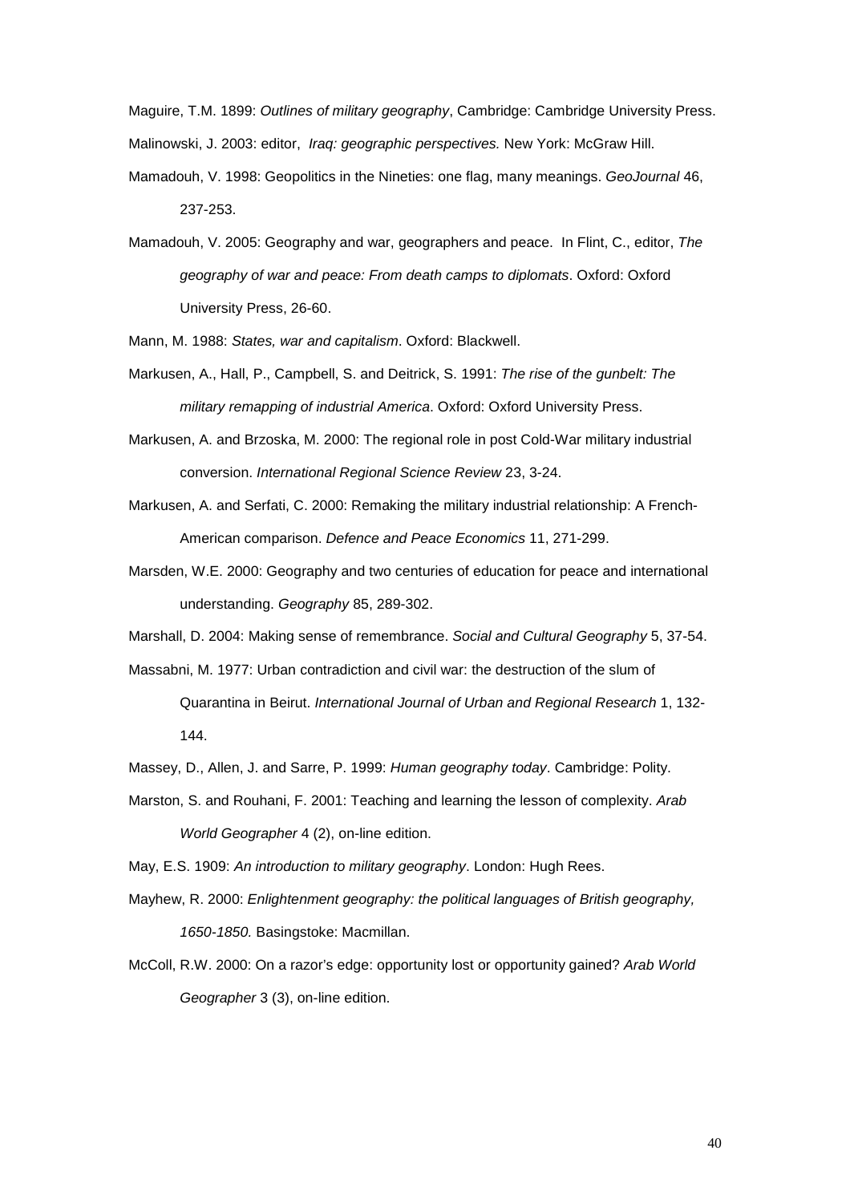Maguire, T.M. 1899: *Outlines of military geography*, Cambridge: Cambridge University Press.

Malinowski, J. 2003: editor, *Iraq: geographic perspectives.* New York: McGraw Hill.

Mamadouh, V. 1998: Geopolitics in the Nineties: one flag, many meanings. *GeoJournal* 46, 237-253.

Mamadouh, V. 2005: Geography and war, geographers and peace. In Flint, C., editor, *The geography of war and peace: From death camps to diplomats*. Oxford: Oxford University Press, 26-60.

Mann, M. 1988: *States, war and capitalism*. Oxford: Blackwell.

Markusen, A., Hall, P., Campbell, S. and Deitrick, S. 1991: *The rise of the gunbelt: The military remapping of industrial America*. Oxford: Oxford University Press.

Markusen, A. and Brzoska, M. 2000: The regional role in post Cold-War military industrial conversion. *International Regional Science Review* 23, 3-24.

Markusen, A. and Serfati, C. 2000: Remaking the military industrial relationship: A French-American comparison. *Defence and Peace Economics* 11, 271-299.

Marsden, W.E. 2000: Geography and two centuries of education for peace and international understanding. *Geography* 85, 289-302.

Marshall, D. 2004: Making sense of remembrance. *Social and Cultural Geography* 5, 37-54.

Massabni, M. 1977: Urban contradiction and civil war: the destruction of the slum of Quarantina in Beirut. *International Journal of Urban and Regional Research* 1, 132-144.

Massey, D., Allen, J. and Sarre, P. 1999: *Human geography today*. Cambridge: Polity.

Marston, S. and Rouhani, F. 2001: Teaching and learning the lesson of complexity. *Arab World Geographer* 4 (2), on-line edition.

May, E.S. 1909: *An introduction to military geography*. London: Hugh Rees.

Mayhew, R. 2000: *Enlightenment geography: the political languages of British geography, 1650-1850.* Basingstoke: Macmillan.

McColl, R.W. 2000: On a razor's edge: opportunity lost or opportunity gained? *Arab World Geographer* 3 (3), on-line edition.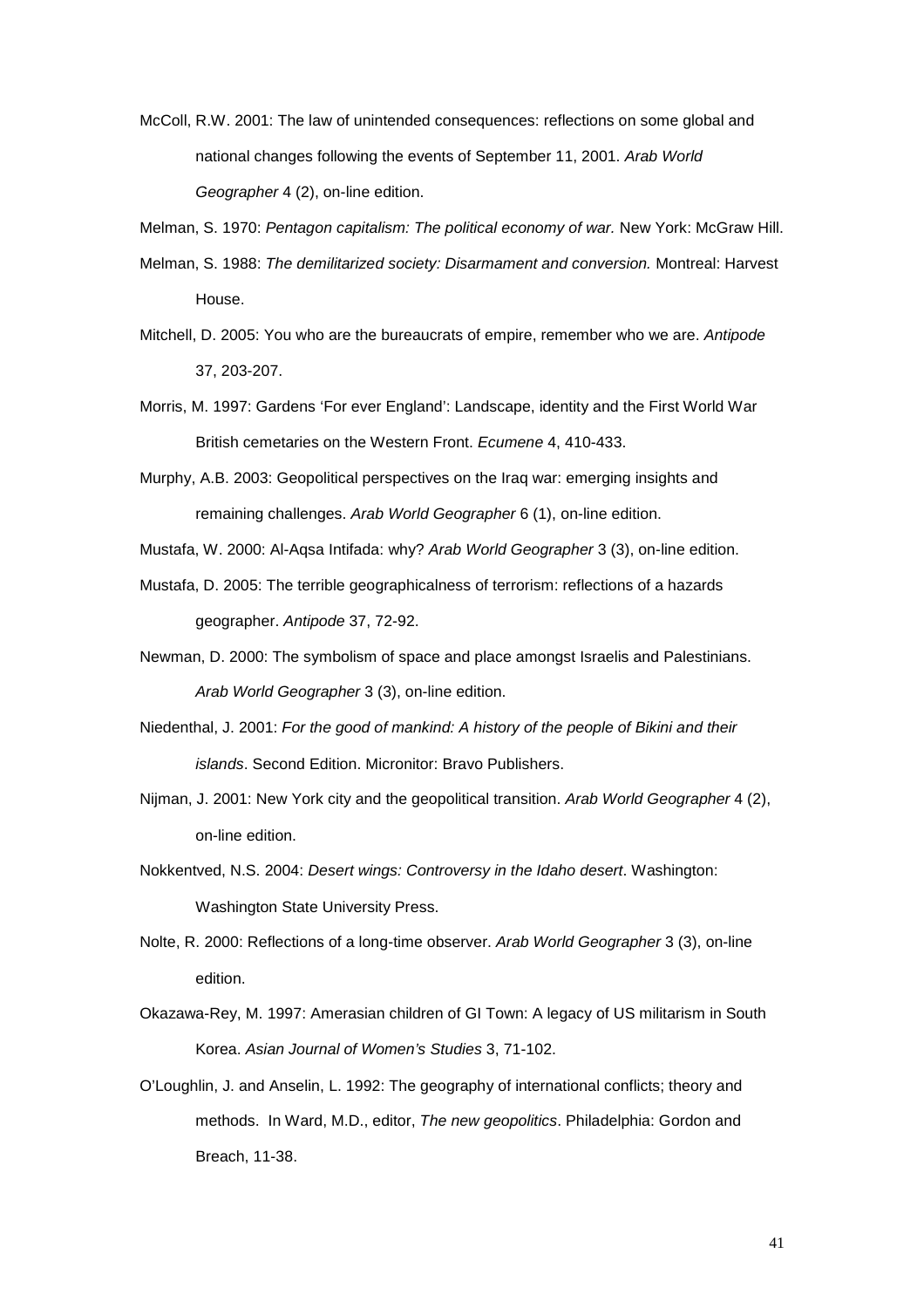McColl, R.W. 2001: The law of unintended consequences: reflections on some global and national changes following the events of September 11, 2001. *Arab World Geographer* 4 (2), on-line edition.

Melman, S. 1970: *Pentagon capitalism: The political economy of war.* New York: McGraw Hill.

Melman, S. 1988: *The demilitarized society: Disarmament and conversion.* Montreal: Harvest House.

Mitchell, D. 2005: You who are the bureaucrats of empire, remember who we are. *Antipode* 37, 203-207.

Morris, M. 1997: Gardens 'For ever England': Landscape, identity and the First World War British cemetaries on the Western Front. *Ecumene* 4, 410-433.

Murphy, A.B. 2003: Geopolitical perspectives on the Iraq war: emerging insights and remaining challenges. *Arab World Geographer* 6 (1), on-line edition.

Mustafa, W. 2000: Al-Aqsa Intifada: why? *Arab World Geographer* 3 (3), on-line edition.

Mustafa, D. 2005: The terrible geographicalness of terrorism: reflections of a hazards geographer. *Antipode* 37, 72-92.

Newman, D. 2000: The symbolism of space and place amongst Israelis and Palestinians. *Arab World Geographer* 3 (3), on-line edition.

Niedenthal, J. 2001: *For the good of mankind: A history of the people of Bikini and their islands*. Second Edition. Micronitor: Bravo Publishers.

Nijman, J. 2001: New York city and the geopolitical transition. *Arab World Geographer* 4 (2), on-line edition.

Nokkentved, N.S. 2004: *Desert wings: Controversy in the Idaho desert*. Washington: Washington State University Press.

Nolte, R. 2000: Reflections of a long-time observer. *Arab World Geographer* 3 (3), on-line edition.

Okazawa-Rey, M. 1997: Amerasian children of GI Town: A legacy of US militarism in South Korea. *Asian Journal of Women's Studies* 3, 71-102.

O'Loughlin, J. and Anselin, L. 1992: The geography of international conflicts; theory and methods. In Ward, M.D., editor, *The new geopolitics*. Philadelphia: Gordon and Breach, 11-38.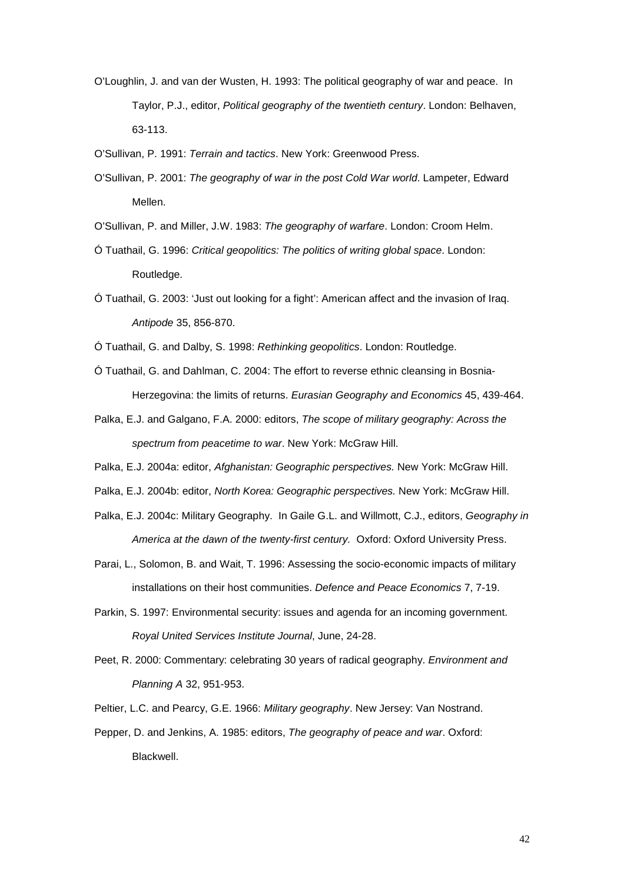O'Loughlin, J. and van der Wusten, H. 1993: The political geography of war and peace. In Taylor, P.J., editor, *Political geography of the twentieth century*. London: Belhaven, 63-113.

O'Sullivan, P. 1991: *Terrain and tactics*. New York: Greenwood Press.

O'Sullivan, P. 2001: *The geography of war in the post Cold War world*. Lampeter, Edward Mellen.

O'Sullivan, P. and Miller, J.W. 1983: *The geography of warfare*. London: Croom Helm.

Ó Tuathail, G. 1996: *Critical geopolitics: The politics of writing global space*. London: Routledge.

Ó Tuathail, G. 2003: 'Just out looking for a fight': American affect and the invasion of Iraq. *Antipode* 35, 856-870.

Ó Tuathail, G. and Dalby, S. 1998: *Rethinking geopolitics*. London: Routledge.

Ó Tuathail, G. and Dahlman, C. 2004: The effort to reverse ethnic cleansing in Bosnia-Herzegovina: the limits of returns. *Eurasian Geography and Economics* 45, 439-464.

Palka, E.J. and Galgano, F.A. 2000: editors, *The scope of military geography: Across the spectrum from peacetime to war*. New York: McGraw Hill.

Palka, E.J. 2004a: editor, *Afghanistan: Geographic perspectives.* New York: McGraw Hill.

Palka, E.J. 2004b: editor, *North Korea: Geographic perspectives.* New York: McGraw Hill.

Palka, E.J. 2004c: Military Geography. In Gaile G.L. and Willmott, C.J., editors, *Geography in America at the dawn of the twenty-first century.* Oxford: Oxford University Press.

Parai, L., Solomon, B. and Wait, T. 1996: Assessing the socio-economic impacts of military installations on their host communities. *Defence and Peace Economics* 7, 7-19.

Parkin, S. 1997: Environmental security: issues and agenda for an incoming government. *Royal United Services Institute Journal*, June, 24-28.

Peet, R. 2000: Commentary: celebrating 30 years of radical geography. *Environment and Planning A* 32, 951-953.

Peltier, L.C. and Pearcy, G.E. 1966: *Military geography*. New Jersey: Van Nostrand.

Pepper, D. and Jenkins, A. 1985: editors, *The geography of peace and war*. Oxford: Blackwell.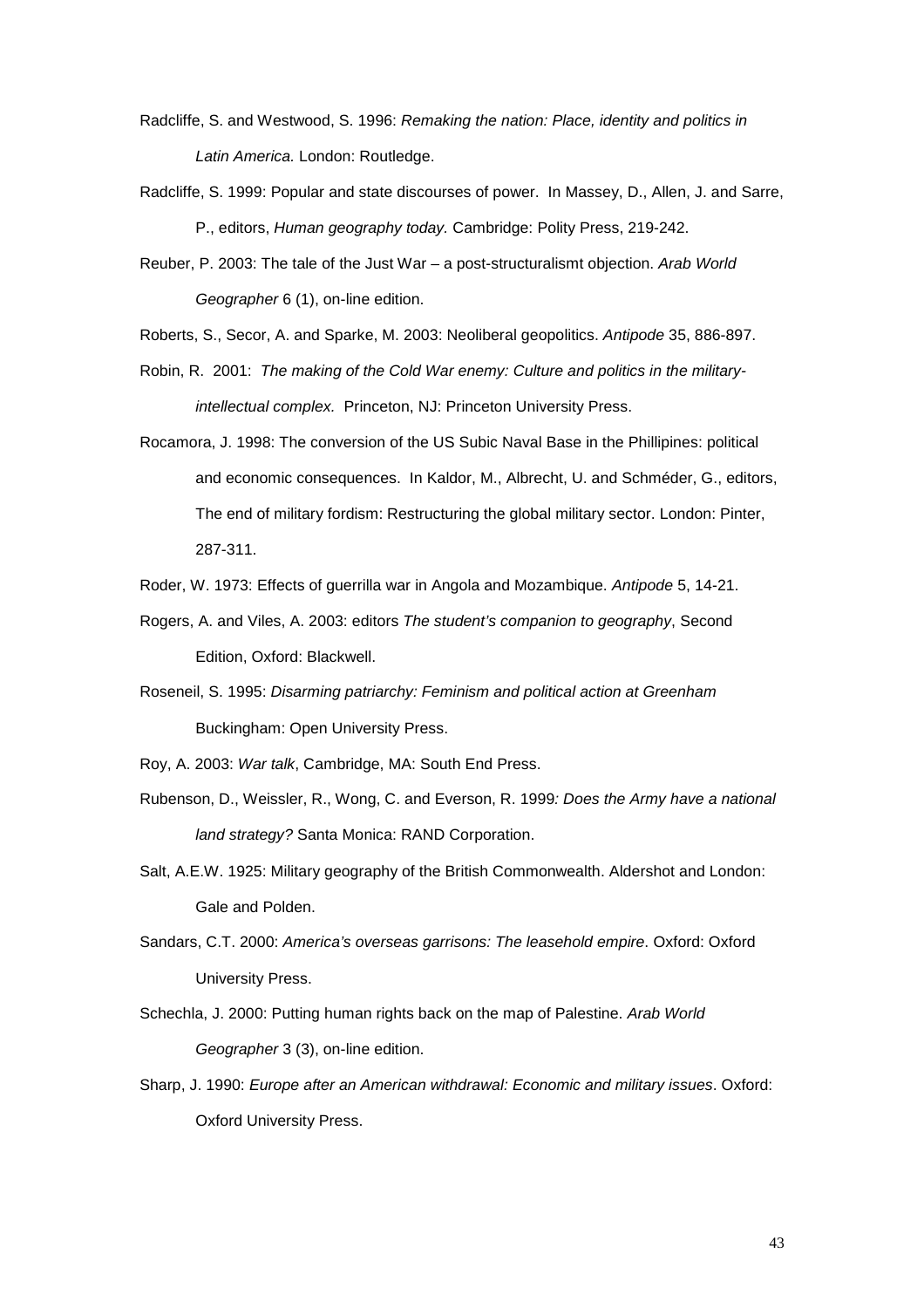Radcliffe, S. and Westwood, S. 1996: *Remaking the nation: Place, identity and politics in Latin America.* London: Routledge.

Radcliffe, S. 1999: Popular and state discourses of power. In Massey, D., Allen, J. and Sarre, P., editors, *Human geography today.* Cambridge: Polity Press, 219-242.

Reuber, P. 2003: The tale of the Just War – a post-structuralismt objection. *Arab World Geographer* 6 (1), on-line edition.

Roberts, S., Secor, A. and Sparke, M. 2003: Neoliberal geopolitics. *Antipode* 35, 886-897.

Robin, R. 2001: *The making of the Cold War enemy: Culture and politics in the military-intellectual complex.* Princeton, NJ: Princeton University Press.

Rocamora, J. 1998: The conversion of the US Subic Naval Base in the Phillipines: political and economic consequences. In Kaldor, M., Albrecht, U. and Schméder, G., editors, The end of military fordism: Restructuring the global military sector. London: Pinter, 287-311.

Roder, W. 1973: Effects of guerrilla war in Angola and Mozambique. *Antipode* 5, 14-21.

Rogers, A. and Viles, A. 2003: editors *The student's companion to geography*, Second Edition, Oxford: Blackwell.

Roseneil, S. 1995: *Disarming patriarchy: Feminism and political action at Greenham* Buckingham: Open University Press.

Roy, A. 2003: *War talk*, Cambridge, MA: South End Press.

Rubenson, D., Weissler, R., Wong, C. and Everson, R. 1999*: Does the Army have a national land strategy?* Santa Monica: RAND Corporation.

Salt, A.E.W. 1925: Military geography of the British Commonwealth. Aldershot and London: Gale and Polden.

Sandars, C.T. 2000: *America's overseas garrisons: The leasehold empire*. Oxford: Oxford University Press.

Schechla, J. 2000: Putting human rights back on the map of Palestine. *Arab World Geographer* 3 (3), on-line edition.

Sharp, J. 1990: *Europe after an American withdrawal: Economic and military issues*. Oxford: Oxford University Press.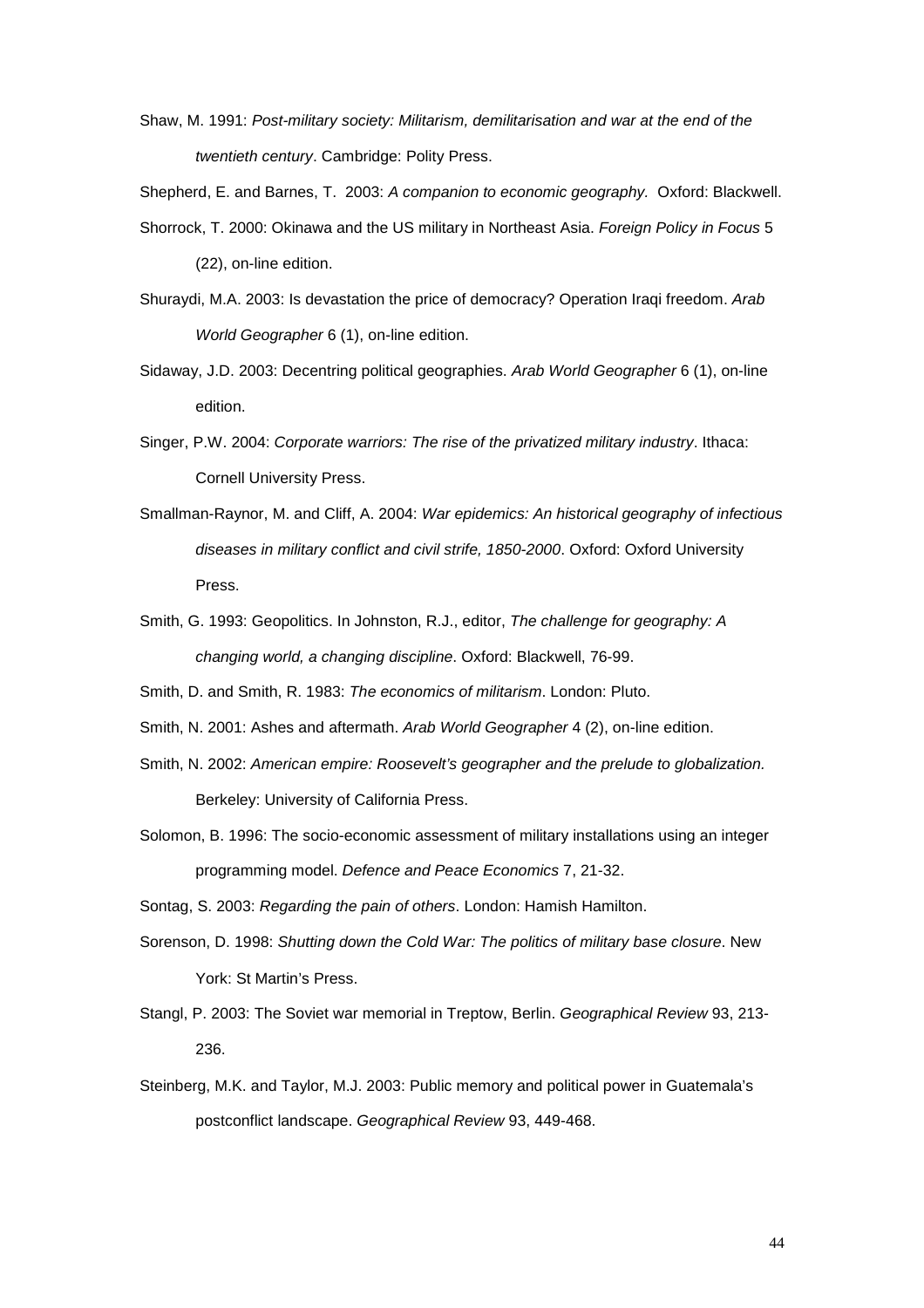Shaw, M. 1991: *Post-military society: Militarism, demilitarisation and war at the end of the twentieth century*. Cambridge: Polity Press.

Shepherd, E. and Barnes, T. 2003: *A companion to economic geography.* Oxford: Blackwell.

Shorrock, T. 2000: Okinawa and the US military in Northeast Asia. *Foreign Policy in Focus* 5 (22), on-line edition.

Shuraydi, M.A. 2003: Is devastation the price of democracy? Operation Iraqi freedom. *Arab World Geographer* 6 (1), on-line edition.

Sidaway, J.D. 2003: Decentring political geographies. *Arab World Geographer* 6 (1), on-line edition.

Singer, P.W. 2004: *Corporate warriors: The rise of the privatized military industry*. Ithaca: Cornell University Press.

Smallman-Raynor, M. and Cliff, A. 2004: *War epidemics: An historical geography of infectious diseases in military conflict and civil strife, 1850-2000*. Oxford: Oxford University Press.

Smith, G. 1993: Geopolitics. In Johnston, R.J., editor, *The challenge for geography: A changing world, a changing discipline*. Oxford: Blackwell, 76-99.

Smith, D. and Smith, R. 1983: *The economics of militarism*. London: Pluto.

Smith, N. 2001: Ashes and aftermath. *Arab World Geographer* 4 (2), on-line edition.

Smith, N. 2002: *American empire: Roosevelt's geographer and the prelude to globalization.* Berkeley: University of California Press.

Solomon, B. 1996: The socio-economic assessment of military installations using an integer programming model. *Defence and Peace Economics* 7, 21-32.

Sontag, S. 2003: *Regarding the pain of others*. London: Hamish Hamilton.

Sorenson, D. 1998: *Shutting down the Cold War: The politics of military base closure*. New York: St Martin's Press.

Stangl, P. 2003: The Soviet war memorial in Treptow, Berlin. *Geographical Review* 93, 213-236.

Steinberg, M.K. and Taylor, M.J. 2003: Public memory and political power in Guatemala's postconflict landscape. *Geographical Review* 93, 449-468.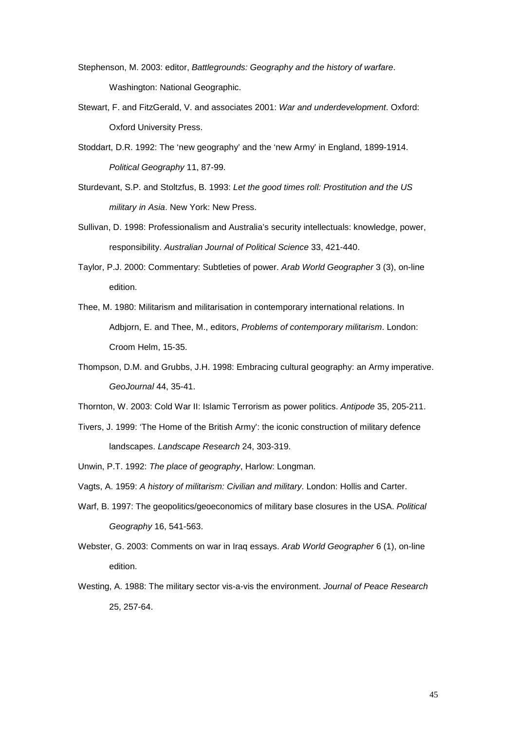Stephenson, M. 2003: editor, *Battlegrounds: Geography and the history of warfare*. Washington: National Geographic.

Stewart, F. and FitzGerald, V. and associates 2001: *War and underdevelopment*. Oxford: Oxford University Press.

Stoddart, D.R. 1992: The 'new geography' and the 'new Army' in England, 1899-1914. *Political Geography* 11, 87-99.

Sturdevant, S.P. and Stoltzfus, B. 1993: *Let the good times roll: Prostitution and the US military in Asia*. New York: New Press.

Sullivan, D. 1998: Professionalism and Australia's security intellectuals: knowledge, power, responsibility. *Australian Journal of Political Science* 33, 421-440.

Taylor, P.J. 2000: Commentary: Subtleties of power. *Arab World Geographer* 3 (3), on-line edition.

Thee, M. 1980: Militarism and militarisation in contemporary international relations. In Adbjorn, E. and Thee, M., editors, *Problems of contemporary militarism*. London: Croom Helm, 15-35.

Thompson, D.M. and Grubbs, J.H. 1998: Embracing cultural geography: an Army imperative. *GeoJournal* 44, 35-41.

Thornton, W. 2003: Cold War II: Islamic Terrorism as power politics. *Antipode* 35, 205-211.

Tivers, J. 1999: 'The Home of the British Army': the iconic construction of military defence landscapes. *Landscape Research* 24, 303-319.

Unwin, P.T. 1992: *The place of geography*, Harlow: Longman.

Vagts, A. 1959: *A history of militarism: Civilian and military*. London: Hollis and Carter.

Warf, B. 1997: The geopolitics/geoeconomics of military base closures in the USA. *Political Geography* 16, 541-563.

Webster, G. 2003: Comments on war in Iraq essays. *Arab World Geographer* 6 (1), on-line edition.

Westing, A. 1988: The military sector vis-a-vis the environment. *Journal of Peace Research* 25, 257-64.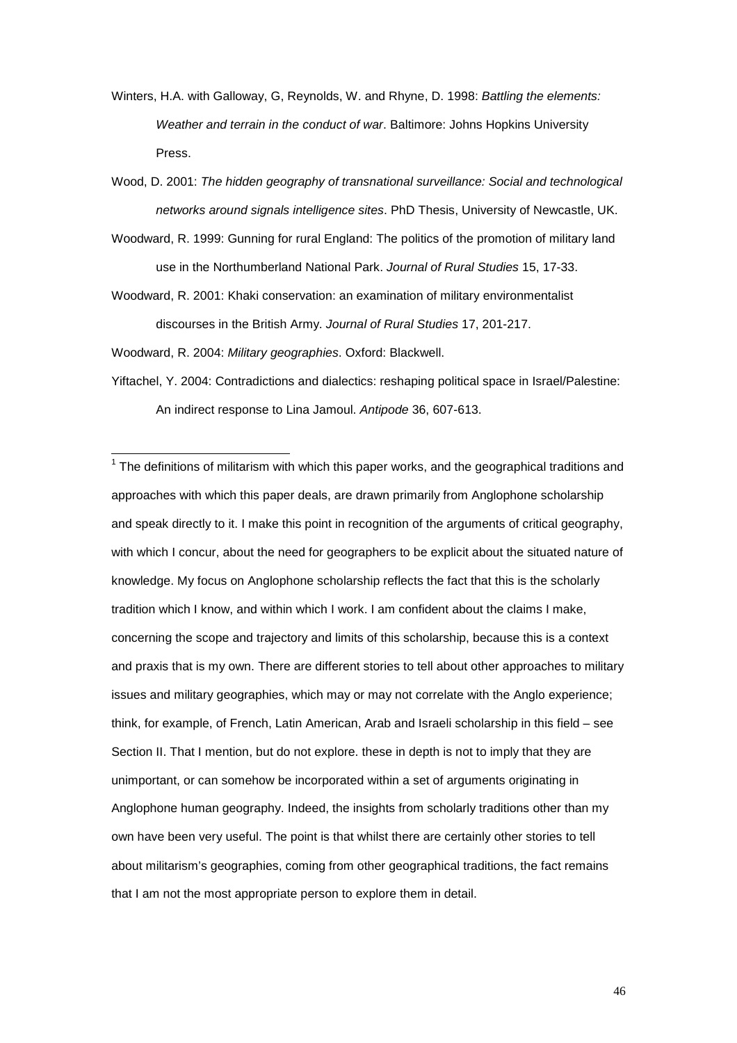Winters, H.A. with Galloway, G, Reynolds, W. and Rhyne, D. 1998: *Battling the elements: Weather and terrain in the conduct of war*. Baltimore: Johns Hopkins University Press.

Wood, D. 2001: *The hidden geography of transnational surveillance: Social and technological networks around signals intelligence sites*. PhD Thesis, University of Newcastle, UK.

Woodward, R. 1999: Gunning for rural England: The politics of the promotion of military land use in the Northumberland National Park. *Journal of Rural Studies* 15, 17-33.

Woodward, R. 2001: Khaki conservation: an examination of military environmentalist discourses in the British Army. *Journal of Rural Studies* 17, 201-217.

Woodward, R. 2004: *Military geographies*. Oxford: Blackwell.

Yiftachel, Y. 2004: Contradictions and dialectics: reshaping political space in Israel/Palestine: An indirect response to Lina Jamoul. *Antipode* 36, 607-613.

---

[1] The definitions of militarism with which this paper works, and the geographical traditions and approaches with which this paper deals, are drawn primarily from Anglophone scholarship and speak directly to it. I make this point in recognition of the arguments of critical geography, with which I concur, about the need for geographers to be explicit about the situated nature of knowledge. My focus on Anglophone scholarship reflects the fact that this is the scholarly tradition which I know, and within which I work. I am confident about the claims I make, concerning the scope and trajectory and limits of this scholarship, because this is a context and praxis that is my own. There are different stories to tell about other approaches to military issues and military geographies, which may or may not correlate with the Anglo experience; think, for example, of French, Latin American, Arab and Israeli scholarship in this field – see Section II. That I mention, but do not explore. these in depth is not to imply that they are unimportant, or can somehow be incorporated within a set of arguments originating in Anglophone human geography. Indeed, the insights from scholarly traditions other than my own have been very useful. The point is that whilst there are certainly other stories to tell about militarism's geographies, coming from other geographical traditions, the fact remains that I am not the most appropriate person to explore them in detail.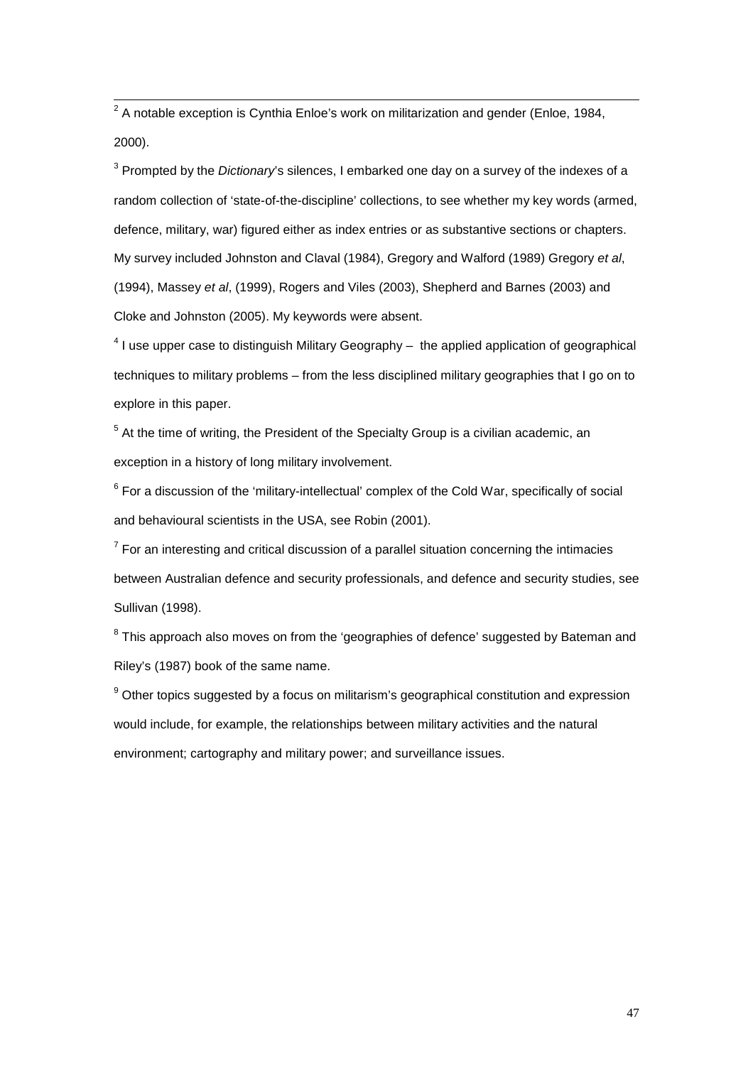[2] A notable exception is Cynthia Enloe's work on militarization and gender (Enloe, 1984, 2000).

[3] Prompted by the *Dictionary*'s silences, I embarked one day on a survey of the indexes of a random collection of 'state-of-the-discipline' collections, to see whether my key words (armed, defence, military, war) figured either as index entries or as substantive sections or chapters. My survey included Johnston and Claval (1984), Gregory and Walford (1989) Gregory *et al*, (1994), Massey *et al*, (1999), Rogers and Viles (2003), Shepherd and Barnes (2003) and Cloke and Johnston (2005). My keywords were absent.

[4] I use upper case to distinguish Military Geography – the applied application of geographical techniques to military problems – from the less disciplined military geographies that I go on to explore in this paper.

[5] At the time of writing, the President of the Specialty Group is a civilian academic, an exception in a history of long military involvement.

[6] For a discussion of the 'military-intellectual' complex of the Cold War, specifically of social and behavioural scientists in the USA, see Robin (2001).

[7] For an interesting and critical discussion of a parallel situation concerning the intimacies between Australian defence and security professionals, and defence and security studies, see Sullivan (1998).

[8] This approach also moves on from the 'geographies of defence' suggested by Bateman and Riley's (1987) book of the same name.

[9] Other topics suggested by a focus on militarism's geographical constitution and expression would include, for example, the relationships between military activities and the natural environment; cartography and military power; and surveillance issues.